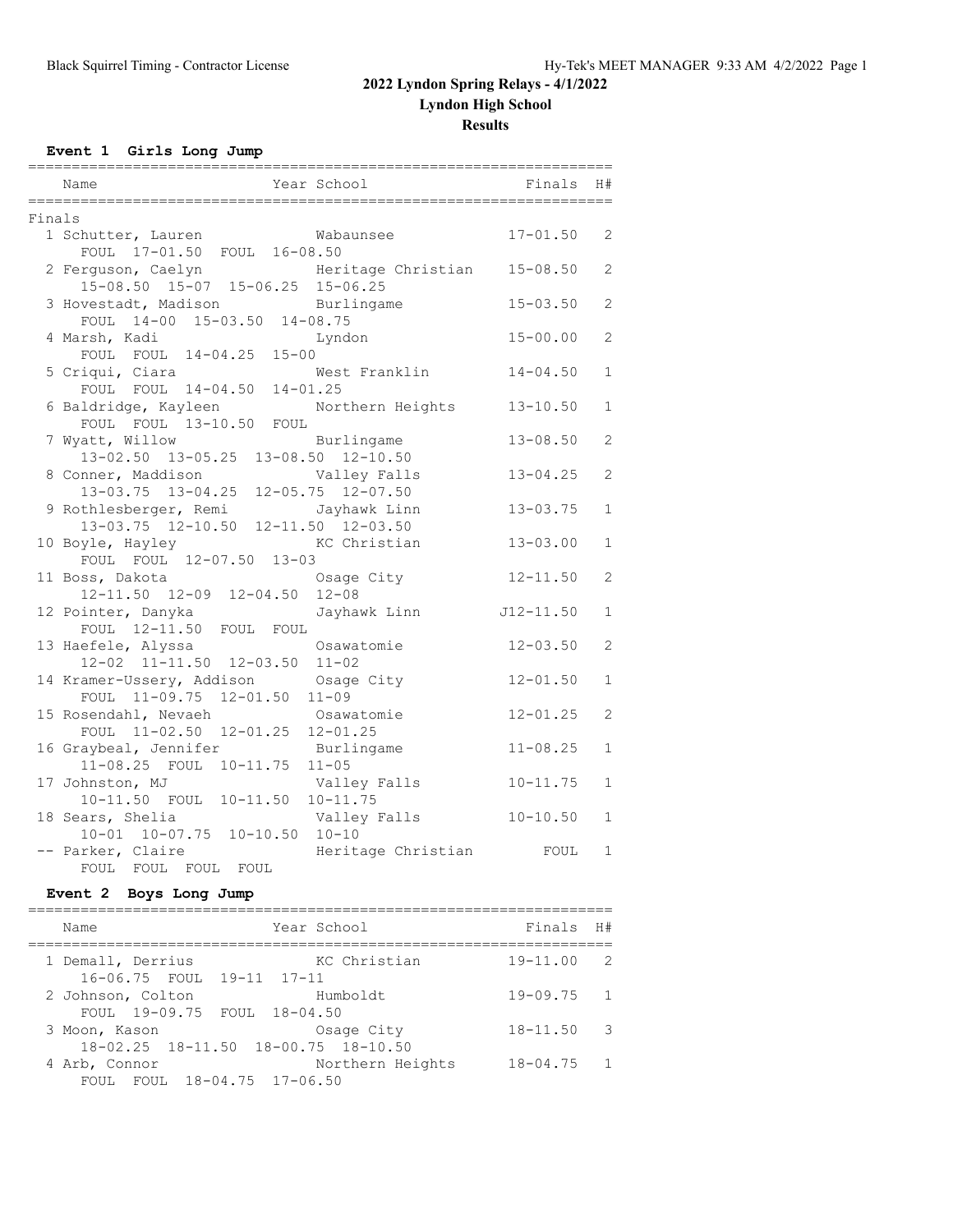# 2022 Lyndon Spring Relays - 4/1/2022

## Lyndon High School

### Results

**Event 1 Girls Long Jump**

| Name | Year School | Finals | H# |
|---|---|---|---|
| **Finals** | | | |
| 1 Schutter, Lauren | Wabaunsee | 17-01.50 | 2 |
| FOUL 17-01.50 FOUL 16-08.50 | | | |
| 2 Ferguson, Caelyn | Heritage Christian | 15-08.50 | 2 |
| 15-08.50 15-07 15-06.25 15-06.25 | | | |
| 3 Hovestadt, Madison | Burlingame | 15-03.50 | 2 |
| FOUL 14-00 15-03.50 14-08.75 | | | |
| 4 Marsh, Kadi | Lyndon | 15-00.00 | 2 |
| FOUL FOUL 14-04.25 15-00 | | | |
| 5 Criqui, Ciara | West Franklin | 14-04.50 | 1 |
| FOUL FOUL 14-04.50 14-01.25 | | | |
| 6 Baldridge, Kayleen | Northern Heights | 13-10.50 | 1 |
| FOUL FOUL 13-10.50 FOUL | | | |
| 7 Wyatt, Willow | Burlingame | 13-08.50 | 2 |
| 13-02.50 13-05.25 13-08.50 12-10.50 | | | |
| 8 Conner, Maddison | Valley Falls | 13-04.25 | 2 |
| 13-03.75 13-04.25 12-05.75 12-07.50 | | | |
| 9 Rothlesberger, Remi | Jayhawk Linn | 13-03.75 | 1 |
| 13-03.75 12-10.50 12-11.50 12-03.50 | | | |
| 10 Boyle, Hayley | KC Christian | 13-03.00 | 1 |
| FOUL FOUL 12-07.50 13-03 | | | |
| 11 Boss, Dakota | Osage City | 12-11.50 | 2 |
| 12-11.50 12-09 12-04.50 12-08 | | | |
| 12 Pointer, Danyka | Jayhawk Linn | J12-11.50 | 1 |
| FOUL 12-11.50 FOUL FOUL | | | |
| 13 Haefele, Alyssa | Osawatomie | 12-03.50 | 2 |
| 12-02 11-11.50 12-03.50 11-02 | | | |
| 14 Kramer-Ussery, Addison | Osage City | 12-01.50 | 1 |
| FOUL 11-09.75 12-01.50 11-09 | | | |
| 15 Rosendahl, Nevaeh | Osawatomie | 12-01.25 | 2 |
| FOUL 11-02.50 12-01.25 12-01.25 | | | |
| 16 Graybeal, Jennifer | Burlingame | 11-08.25 | 1 |
| 11-08.25 FOUL 10-11.75 11-05 | | | |
| 17 Johnston, MJ | Valley Falls | 10-11.75 | 1 |
| 10-11.50 FOUL 10-11.50 10-11.75 | | | |
| 18 Sears, Shelia | Valley Falls | 10-10.50 | 1 |
| 10-01 10-07.75 10-10.50 10-10 | | | |
| -- Parker, Claire | Heritage Christian | FOUL | 1 |
| FOUL FOUL FOUL FOUL | | | |

**Event 2 Boys Long Jump**

| Name | Year School | Finals | H# |
|---|---|---|---|
| 1 Demall, Derrius | KC Christian | 19-11.00 | 2 |
| 16-06.75 FOUL 19-11 17-11 | | | |
| 2 Johnson, Colton | Humboldt | 19-09.75 | 1 |
| FOUL 19-09.75 FOUL 18-04.50 | | | |
| 3 Moon, Kason | Osage City | 18-11.50 | 3 |
| 18-02.25 18-11.50 18-00.75 18-10.50 | | | |
| 4 Arb, Connor | Northern Heights | 18-04.75 | 1 |
| FOUL FOUL 18-04.75 17-06.50 | | | |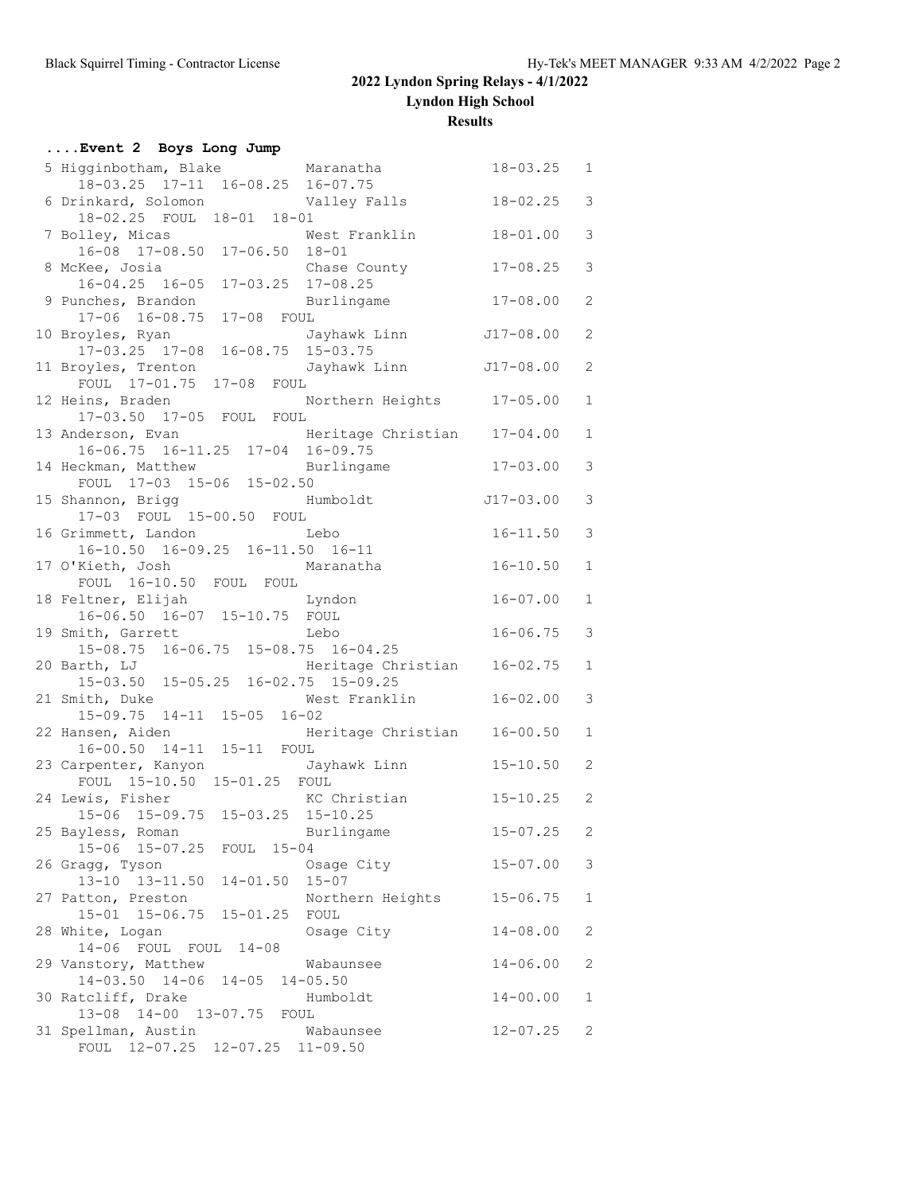**2022 Lyndon Spring Relays - 4/1/2022**

**Lyndon High School**

**Results**

**....Event 2 Boys Long Jump**

```
  5 Higginbotham, Blake          Maranatha              18-03.25   1
      18-03.25  17-11  16-08.25  16-07.75
  6 Drinkard, Solomon            Valley Falls           18-02.25   3
      18-02.25  FOUL  18-01  18-01
  7 Bolley, Micas                West Franklin          18-01.00   3
      16-08  17-08.50  17-06.50  18-01
  8 McKee, Josia                 Chase County           17-08.25   3
      16-04.25  16-05  17-03.25  17-08.25
  9 Punches, Brandon             Burlingame             17-08.00   2
      17-06  16-08.75  17-08  FOUL
 10 Broyles, Ryan                Jayhawk Linn          J17-08.00   2
      17-03.25  17-08  16-08.75  15-03.75
 11 Broyles, Trenton             Jayhawk Linn          J17-08.00   2
      FOUL  17-01.75  17-08  FOUL
 12 Heins, Braden                Northern Heights       17-05.00   1
      17-03.50  17-05  FOUL  FOUL
 13 Anderson, Evan               Heritage Christian     17-04.00   1
      16-06.75  16-11.25  17-04  16-09.75
 14 Heckman, Matthew             Burlingame             17-03.00   3
      FOUL  17-03  15-06  15-02.50
 15 Shannon, Brigg               Humboldt              J17-03.00   3
      17-03  FOUL  15-00.50  FOUL
 16 Grimmett, Landon             Lebo                   16-11.50   3
      16-10.50  16-09.25  16-11.50  16-11
 17 O'Kieth, Josh                Maranatha              16-10.50   1
      FOUL  16-10.50  FOUL  FOUL
 18 Feltner, Elijah              Lyndon                 16-07.00   1
      16-06.50  16-07  15-10.75  FOUL
 19 Smith, Garrett               Lebo                   16-06.75   3
      15-08.75  16-06.75  15-08.75  16-04.25
 20 Barth, LJ                    Heritage Christian     16-02.75   1
      15-03.50  15-05.25  16-02.75  15-09.25
 21 Smith, Duke                  West Franklin          16-02.00   3
      15-09.75  14-11  15-05  16-02
 22 Hansen, Aiden                Heritage Christian     16-00.50   1
      16-00.50  14-11  15-11  FOUL
 23 Carpenter, Kanyon            Jayhawk Linn           15-10.50   2
      FOUL  15-10.50  15-01.25  FOUL
 24 Lewis, Fisher                KC Christian           15-10.25   2
      15-06  15-09.75  15-03.25  15-10.25
 25 Bayless, Roman               Burlingame             15-07.25   2
      15-06  15-07.25  FOUL  15-04
 26 Gragg, Tyson                 Osage City             15-07.00   3
      13-10  13-11.50  14-01.50  15-07
 27 Patton, Preston              Northern Heights       15-06.75   1
      15-01  15-06.75  15-01.25  FOUL
 28 White, Logan                 Osage City             14-08.00   2
      14-06  FOUL  FOUL  14-08
 29 Vanstory, Matthew            Wabaunsee              14-06.00   2
      14-03.50  14-06  14-05  14-05.50
 30 Ratcliff, Drake              Humboldt               14-00.00   1
      13-08  14-00  13-07.75  FOUL
 31 Spellman, Austin             Wabaunsee              12-07.25   2
      FOUL  12-07.25  12-07.25  11-09.50
```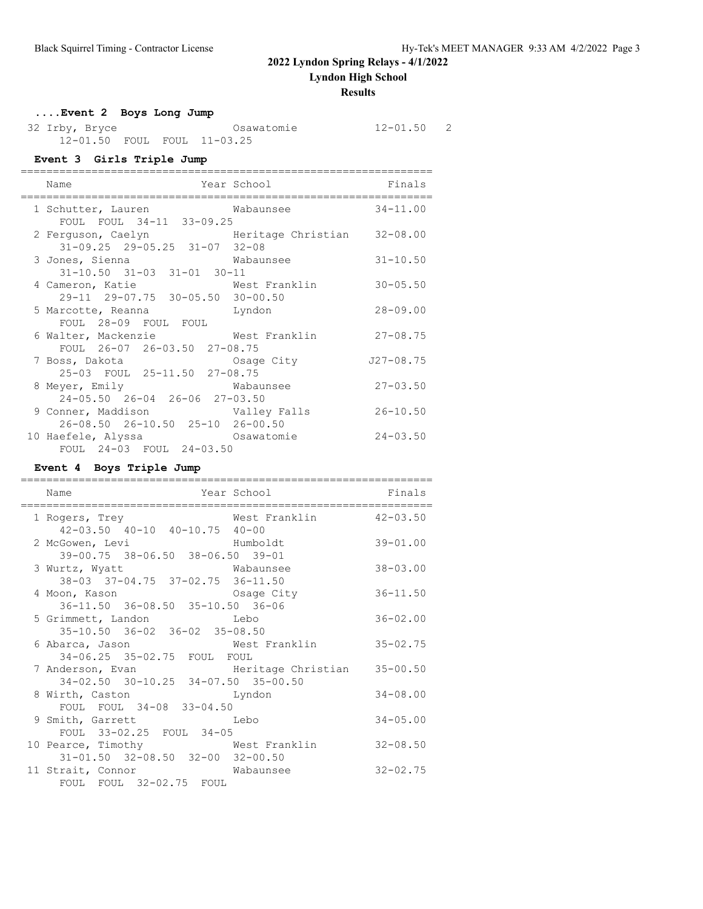# 2022 Lyndon Spring Relays - 4/1/2022

## Lyndon High School

### Results

#### ....Event 2 Boys Long Jump

| | | | | |
|---|---|---|---|---|
| 32 | Irby, Bryce | Osawatomie | 12-01.50 | 2 |
| | 12-01.50 FOUL FOUL 11-03.25 | | | |

#### Event 3 Girls Triple Jump

| | Name | Year School | Finals |
|---|---|---|---|
| 1 | Schutter, Lauren | Wabaunsee | 34-11.00 |
| | FOUL FOUL 34-11 33-09.25 | | |
| 2 | Ferguson, Caelyn | Heritage Christian | 32-08.00 |
| | 31-09.25 29-05.25 31-07 32-08 | | |
| 3 | Jones, Sienna | Wabaunsee | 31-10.50 |
| | 31-10.50 31-03 31-01 30-11 | | |
| 4 | Cameron, Katie | West Franklin | 30-05.50 |
| | 29-11 29-07.75 30-05.50 30-00.50 | | |
| 5 | Marcotte, Reanna | Lyndon | 28-09.00 |
| | FOUL 28-09 FOUL FOUL | | |
| 6 | Walter, Mackenzie | West Franklin | 27-08.75 |
| | FOUL 26-07 26-03.50 27-08.75 | | |
| 7 | Boss, Dakota | Osage City | J27-08.75 |
| | 25-03 FOUL 25-11.50 27-08.75 | | |
| 8 | Meyer, Emily | Wabaunsee | 27-03.50 |
| | 24-05.50 26-04 26-06 27-03.50 | | |
| 9 | Conner, Maddison | Valley Falls | 26-10.50 |
| | 26-08.50 26-10.50 25-10 26-00.50 | | |
| 10 | Haefele, Alyssa | Osawatomie | 24-03.50 |
| | FOUL 24-03 FOUL 24-03.50 | | |

#### Event 4 Boys Triple Jump

| | Name | Year School | Finals |
|---|---|---|---|
| 1 | Rogers, Trey | West Franklin | 42-03.50 |
| | 42-03.50 40-10 40-10.75 40-00 | | |
| 2 | McGowen, Levi | Humboldt | 39-01.00 |
| | 39-00.75 38-06.50 38-06.50 39-01 | | |
| 3 | Wurtz, Wyatt | Wabaunsee | 38-03.00 |
| | 38-03 37-04.75 37-02.75 36-11.50 | | |
| 4 | Moon, Kason | Osage City | 36-11.50 |
| | 36-11.50 36-08.50 35-10.50 36-06 | | |
| 5 | Grimmett, Landon | Lebo | 36-02.00 |
| | 35-10.50 36-02 36-02 35-08.50 | | |
| 6 | Abarca, Jason | West Franklin | 35-02.75 |
| | 34-06.25 35-02.75 FOUL FOUL | | |
| 7 | Anderson, Evan | Heritage Christian | 35-00.50 |
| | 34-02.50 30-10.25 34-07.50 35-00.50 | | |
| 8 | Wirth, Caston | Lyndon | 34-08.00 |
| | FOUL FOUL 34-08 33-04.50 | | |
| 9 | Smith, Garrett | Lebo | 34-05.00 |
| | FOUL 33-02.25 FOUL 34-05 | | |
| 10 | Pearce, Timothy | West Franklin | 32-08.50 |
| | 31-01.50 32-08.50 32-00 32-00.50 | | |
| 11 | Strait, Connor | Wabaunsee | 32-02.75 |
| | FOUL FOUL 32-02.75 FOUL | | |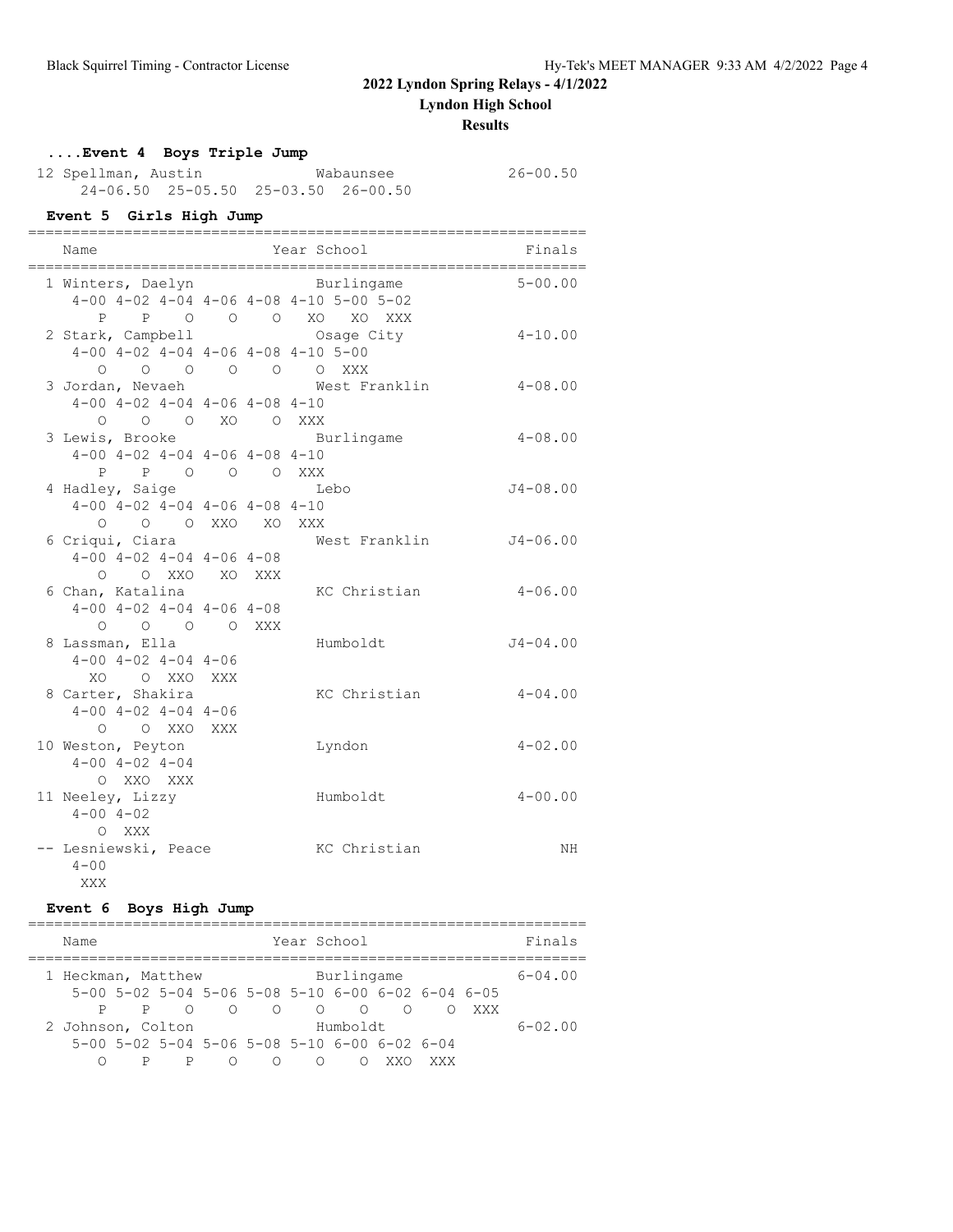**2022 Lyndon Spring Relays - 4/1/2022**

**Lyndon High School**

**Results**

### ....Event 4 Boys Triple Jump

```
 12 Spellman, Austin            Wabaunsee               26-00.50
      24-06.50  25-05.50  25-03.50  26-00.50
```

### Event 5 Girls High Jump

```
=================================================================
    Name                    Year School                  Finals
=================================================================
  1 Winters, Daelyn              Burlingame               5-00.00
      4-00 4-02 4-04 4-06 4-08 4-10 5-00 5-02
         P    P    O    O    O   XO   XO  XXX
  2 Stark, Campbell              Osage City               4-10.00
      4-00 4-02 4-04 4-06 4-08 4-10 5-00
         O    O    O    O    O    O  XXX
  3 Jordan, Nevaeh               West Franklin            4-08.00
      4-00 4-02 4-04 4-06 4-08 4-10
         O    O    O   XO    O  XXX
  3 Lewis, Brooke                Burlingame               4-08.00
      4-00 4-02 4-04 4-06 4-08 4-10
         P    P    O    O    O  XXX
  4 Hadley, Saige                Lebo                    J4-08.00
      4-00 4-02 4-04 4-06 4-08 4-10
         O    O    O  XXO   XO  XXX
  6 Criqui, Ciara                West Franklin           J4-06.00
      4-00 4-02 4-04 4-06 4-08
         O    O  XXO   XO  XXX
  6 Chan, Katalina               KC Christian             4-06.00
      4-00 4-02 4-04 4-06 4-08
         O    O    O    O  XXX
  8 Lassman, Ella                Humboldt                J4-04.00
      4-00 4-02 4-04 4-06
        XO    O  XXO  XXX
  8 Carter, Shakira              KC Christian             4-04.00
      4-00 4-02 4-04 4-06
         O    O  XXO  XXX
 10 Weston, Peyton               Lyndon                   4-02.00
      4-00 4-02 4-04
         O  XXO  XXX
 11 Neeley, Lizzy                Humboldt                 4-00.00
      4-00 4-02
         O  XXX
 -- Lesniewski, Peace            KC Christian                  NH
      4-00
       XXX
```

### Event 6 Boys High Jump

```
=================================================================
    Name                    Year School                  Finals
=================================================================
  1 Heckman, Matthew             Burlingame               6-04.00
      5-00 5-02 5-04 5-06 5-08 5-10 6-00 6-02 6-04 6-05
         P    P    O    O    O    O    O    O    O  XXX
  2 Johnson, Colton              Humboldt                 6-02.00
      5-00 5-02 5-04 5-06 5-08 5-10 6-00 6-02 6-04
         O    P    P    O    O    O    O  XXO  XXX
```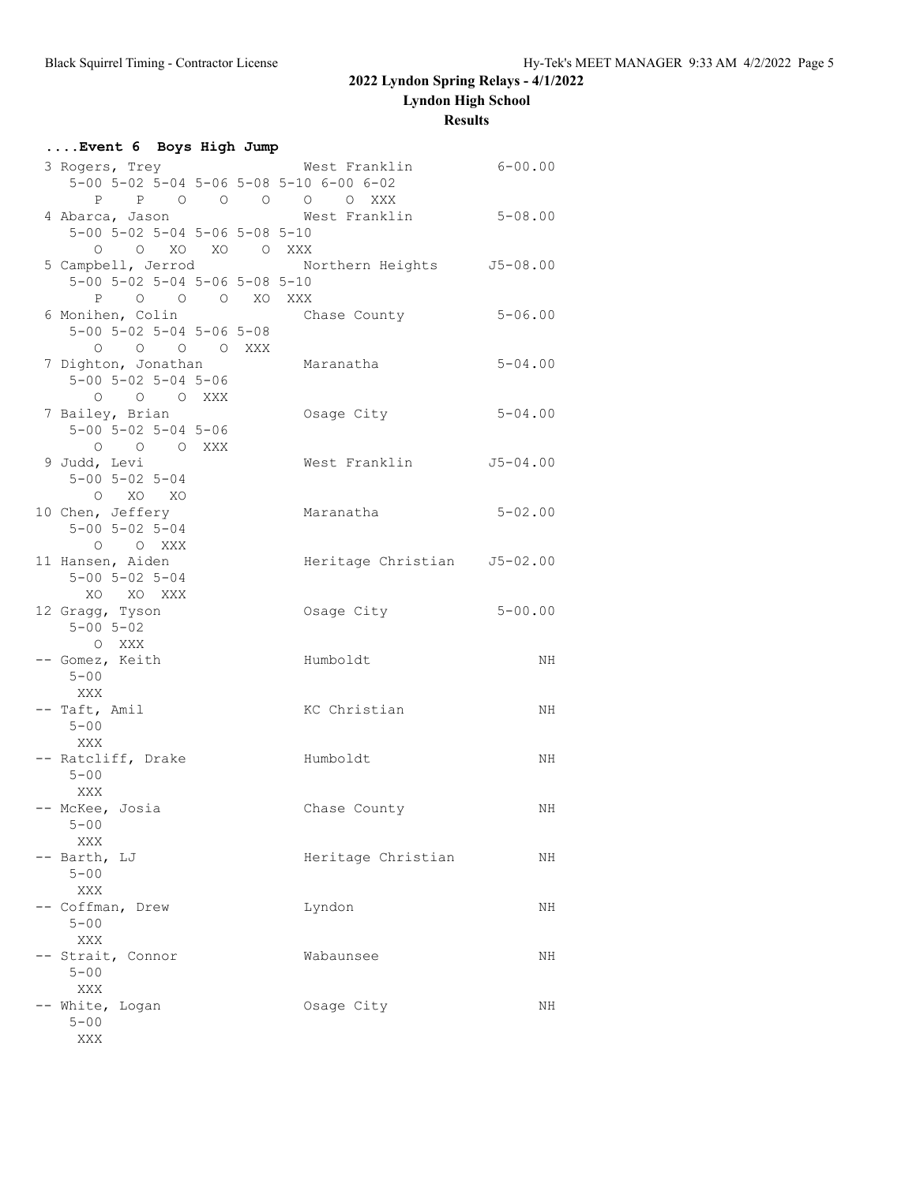## 2022 Lyndon Spring Relays - 4/1/2022

### Lyndon High School

### Results

#### ....Event 6 Boys High Jump

```
 3 Rogers, Trey               West Franklin           6-00.00
    5-00 5-02 5-04 5-06 5-08 5-10 6-00 6-02
       P    P    O    O    O    O    O  XXX
 4 Abarca, Jason              West Franklin           5-08.00
    5-00 5-02 5-04 5-06 5-08 5-10
       O    O   XO   XO    O  XXX
 5 Campbell, Jerrod           Northern Heights       J5-08.00
    5-00 5-02 5-04 5-06 5-08 5-10
       P    O    O    O   XO  XXX
 6 Monihen, Colin             Chase County            5-06.00
    5-00 5-02 5-04 5-06 5-08
       O    O    O    O  XXX
 7 Dighton, Jonathan          Maranatha               5-04.00
    5-00 5-02 5-04 5-06
       O    O    O  XXX
 7 Bailey, Brian              Osage City              5-04.00
    5-00 5-02 5-04 5-06
       O    O    O  XXX
 9 Judd, Levi                 West Franklin          J5-04.00
    5-00 5-02 5-04
       O   XO   XO
10 Chen, Jeffery              Maranatha               5-02.00
    5-00 5-02 5-04
       O    O  XXX
11 Hansen, Aiden              Heritage Christian     J5-02.00
    5-00 5-02 5-04
      XO   XO  XXX
12 Gragg, Tyson               Osage City              5-00.00
    5-00 5-02
       O  XXX
-- Gomez, Keith               Humboldt                     NH
    5-00
     XXX
-- Taft, Amil                 KC Christian                 NH
    5-00
     XXX
-- Ratcliff, Drake            Humboldt                     NH
    5-00
     XXX
-- McKee, Josia               Chase County                 NH
    5-00
     XXX
-- Barth, LJ                  Heritage Christian           NH
    5-00
     XXX
-- Coffman, Drew              Lyndon                       NH
    5-00
     XXX
-- Strait, Connor             Wabaunsee                    NH
    5-00
     XXX
-- White, Logan               Osage City                   NH
    5-00
     XXX
```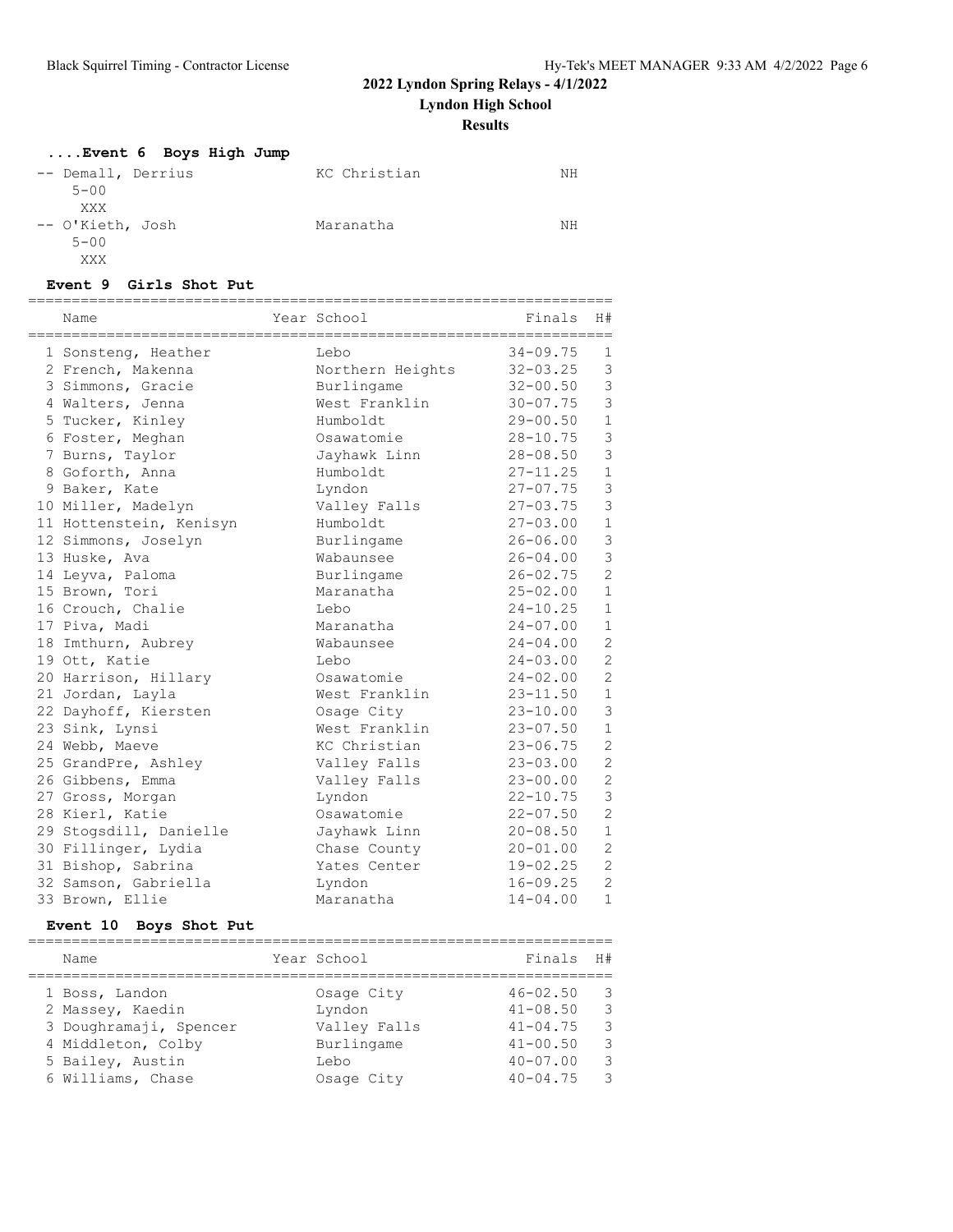# 2022 Lyndon Spring Relays - 4/1/2022

## Lyndon High School

### Results

#### ....Event 6 Boys High Jump

| Place | Name | School | Finals |
|---|---|---|---|
| -- | Demall, Derrius | KC Christian | NH |
| | 5-00 | | |
| | XXX | | |
| -- | O'Kieth, Josh | Maranatha | NH |
| | 5-00 | | |
| | XXX | | |

#### Event 9 Girls Shot Put

| Place | Name | Year School | Finals | H# |
|---|---|---|---|---|
| 1 | Sonsteng, Heather | Lebo | 34-09.75 | 1 |
| 2 | French, Makenna | Northern Heights | 32-03.25 | 3 |
| 3 | Simmons, Gracie | Burlingame | 32-00.50 | 3 |
| 4 | Walters, Jenna | West Franklin | 30-07.75 | 3 |
| 5 | Tucker, Kinley | Humboldt | 29-00.50 | 1 |
| 6 | Foster, Meghan | Osawatomie | 28-10.75 | 3 |
| 7 | Burns, Taylor | Jayhawk Linn | 28-08.50 | 3 |
| 8 | Goforth, Anna | Humboldt | 27-11.25 | 1 |
| 9 | Baker, Kate | Lyndon | 27-07.75 | 3 |
| 10 | Miller, Madelyn | Valley Falls | 27-03.75 | 3 |
| 11 | Hottenstein, Kenisyn | Humboldt | 27-03.00 | 1 |
| 12 | Simmons, Joselyn | Burlingame | 26-06.00 | 3 |
| 13 | Huske, Ava | Wabaunsee | 26-04.00 | 3 |
| 14 | Leyva, Paloma | Burlingame | 26-02.75 | 2 |
| 15 | Brown, Tori | Maranatha | 25-02.00 | 1 |
| 16 | Crouch, Chalie | Lebo | 24-10.25 | 1 |
| 17 | Piva, Madi | Maranatha | 24-07.00 | 1 |
| 18 | Imthurn, Aubrey | Wabaunsee | 24-04.00 | 2 |
| 19 | Ott, Katie | Lebo | 24-03.00 | 2 |
| 20 | Harrison, Hillary | Osawatomie | 24-02.00 | 2 |
| 21 | Jordan, Layla | West Franklin | 23-11.50 | 1 |
| 22 | Dayhoff, Kiersten | Osage City | 23-10.00 | 3 |
| 23 | Sink, Lynsi | West Franklin | 23-07.50 | 1 |
| 24 | Webb, Maeve | KC Christian | 23-06.75 | 2 |
| 25 | GrandPre, Ashley | Valley Falls | 23-03.00 | 2 |
| 26 | Gibbens, Emma | Valley Falls | 23-00.00 | 2 |
| 27 | Gross, Morgan | Lyndon | 22-10.75 | 3 |
| 28 | Kierl, Katie | Osawatomie | 22-07.50 | 2 |
| 29 | Stogsdill, Danielle | Jayhawk Linn | 20-08.50 | 1 |
| 30 | Fillinger, Lydia | Chase County | 20-01.00 | 2 |
| 31 | Bishop, Sabrina | Yates Center | 19-02.25 | 2 |
| 32 | Samson, Gabriella | Lyndon | 16-09.25 | 2 |
| 33 | Brown, Ellie | Maranatha | 14-04.00 | 1 |

#### Event 10 Boys Shot Put

| Place | Name | Year School | Finals | H# |
|---|---|---|---|---|
| 1 | Boss, Landon | Osage City | 46-02.50 | 3 |
| 2 | Massey, Kaedin | Lyndon | 41-08.50 | 3 |
| 3 | Doughramaji, Spencer | Valley Falls | 41-04.75 | 3 |
| 4 | Middleton, Colby | Burlingame | 41-00.50 | 3 |
| 5 | Bailey, Austin | Lebo | 40-07.00 | 3 |
| 6 | Williams, Chase | Osage City | 40-04.75 | 3 |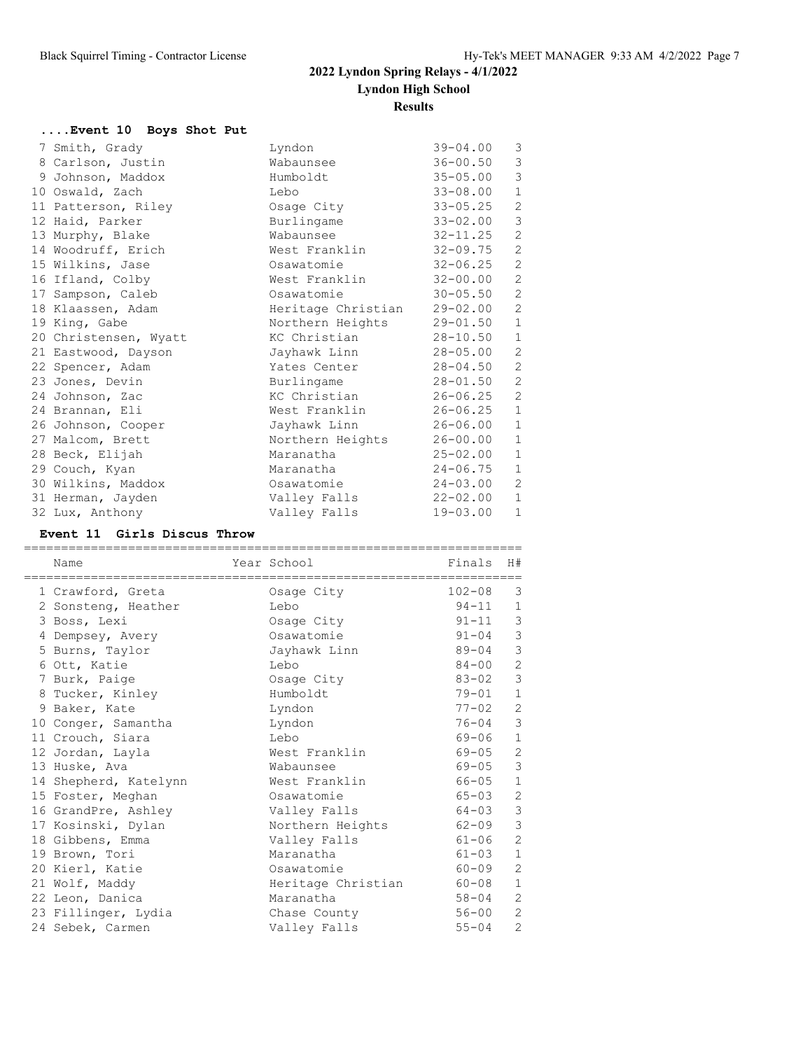# 2022 Lyndon Spring Relays - 4/1/2022

## Lyndon High School

### Results

#### ....Event 10 Boys Shot Put

| | Name | School | Finals | H# |
|---|---|---|---|---|
| 7 | Smith, Grady | Lyndon | 39-04.00 | 3 |
| 8 | Carlson, Justin | Wabaunsee | 36-00.50 | 3 |
| 9 | Johnson, Maddox | Humboldt | 35-05.00 | 3 |
| 10 | Oswald, Zach | Lebo | 33-08.00 | 1 |
| 11 | Patterson, Riley | Osage City | 33-05.25 | 2 |
| 12 | Haid, Parker | Burlingame | 33-02.00 | 3 |
| 13 | Murphy, Blake | Wabaunsee | 32-11.25 | 2 |
| 14 | Woodruff, Erich | West Franklin | 32-09.75 | 2 |
| 15 | Wilkins, Jase | Osawatomie | 32-06.25 | 2 |
| 16 | Ifland, Colby | West Franklin | 32-00.00 | 2 |
| 17 | Sampson, Caleb | Osawatomie | 30-05.50 | 2 |
| 18 | Klaassen, Adam | Heritage Christian | 29-02.00 | 2 |
| 19 | King, Gabe | Northern Heights | 29-01.50 | 1 |
| 20 | Christensen, Wyatt | KC Christian | 28-10.50 | 1 |
| 21 | Eastwood, Dayson | Jayhawk Linn | 28-05.00 | 2 |
| 22 | Spencer, Adam | Yates Center | 28-04.50 | 2 |
| 23 | Jones, Devin | Burlingame | 28-01.50 | 2 |
| 24 | Johnson, Zac | KC Christian | 26-06.25 | 2 |
| 24 | Brannan, Eli | West Franklin | 26-06.25 | 1 |
| 26 | Johnson, Cooper | Jayhawk Linn | 26-06.00 | 1 |
| 27 | Malcom, Brett | Northern Heights | 26-00.00 | 1 |
| 28 | Beck, Elijah | Maranatha | 25-02.00 | 1 |
| 29 | Couch, Kyan | Maranatha | 24-06.75 | 1 |
| 30 | Wilkins, Maddox | Osawatomie | 24-03.00 | 2 |
| 31 | Herman, Jayden | Valley Falls | 22-02.00 | 1 |
| 32 | Lux, Anthony | Valley Falls | 19-03.00 | 1 |

#### Event 11 Girls Discus Throw

| | Name | Year School | Finals | H# |
|---|---|---|---|---|
| 1 | Crawford, Greta | Osage City | 102-08 | 3 |
| 2 | Sonsteng, Heather | Lebo | 94-11 | 1 |
| 3 | Boss, Lexi | Osage City | 91-11 | 3 |
| 4 | Dempsey, Avery | Osawatomie | 91-04 | 3 |
| 5 | Burns, Taylor | Jayhawk Linn | 89-04 | 3 |
| 6 | Ott, Katie | Lebo | 84-00 | 2 |
| 7 | Burk, Paige | Osage City | 83-02 | 3 |
| 8 | Tucker, Kinley | Humboldt | 79-01 | 1 |
| 9 | Baker, Kate | Lyndon | 77-02 | 2 |
| 10 | Conger, Samantha | Lyndon | 76-04 | 3 |
| 11 | Crouch, Siara | Lebo | 69-06 | 1 |
| 12 | Jordan, Layla | West Franklin | 69-05 | 2 |
| 13 | Huske, Ava | Wabaunsee | 69-05 | 3 |
| 14 | Shepherd, Katelynn | West Franklin | 66-05 | 1 |
| 15 | Foster, Meghan | Osawatomie | 65-03 | 2 |
| 16 | GrandPre, Ashley | Valley Falls | 64-03 | 3 |
| 17 | Kosinski, Dylan | Northern Heights | 62-09 | 3 |
| 18 | Gibbens, Emma | Valley Falls | 61-06 | 2 |
| 19 | Brown, Tori | Maranatha | 61-03 | 1 |
| 20 | Kierl, Katie | Osawatomie | 60-09 | 2 |
| 21 | Wolf, Maddy | Heritage Christian | 60-08 | 1 |
| 22 | Leon, Danica | Maranatha | 58-04 | 2 |
| 23 | Fillinger, Lydia | Chase County | 56-00 | 2 |
| 24 | Sebek, Carmen | Valley Falls | 55-04 | 2 |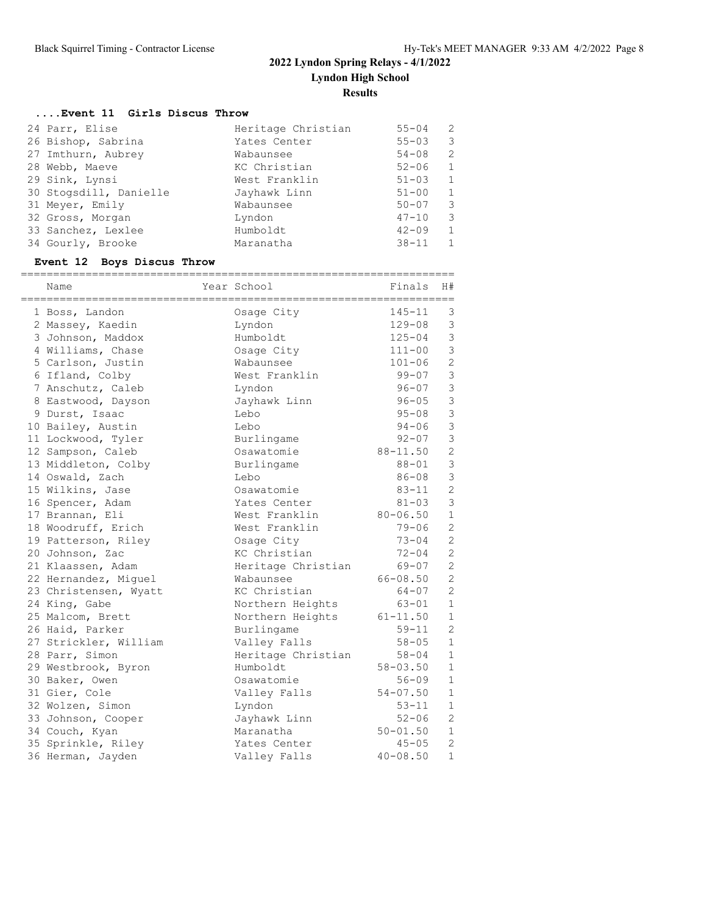## 2022 Lyndon Spring Relays - 4/1/2022

### Lyndon High School

### Results

#### ....Event 11 Girls Discus Throw

| | Name | Year School | Finals | H# |
|---|---|---|---|---|
| 24 | Parr, Elise | Heritage Christian | 55-04 | 2 |
| 26 | Bishop, Sabrina | Yates Center | 55-03 | 3 |
| 27 | Imthurn, Aubrey | Wabaunsee | 54-08 | 2 |
| 28 | Webb, Maeve | KC Christian | 52-06 | 1 |
| 29 | Sink, Lynsi | West Franklin | 51-03 | 1 |
| 30 | Stogsdill, Danielle | Jayhawk Linn | 51-00 | 1 |
| 31 | Meyer, Emily | Wabaunsee | 50-07 | 3 |
| 32 | Gross, Morgan | Lyndon | 47-10 | 3 |
| 33 | Sanchez, Lexlee | Humboldt | 42-09 | 1 |
| 34 | Gourly, Brooke | Maranatha | 38-11 | 1 |

#### Event 12 Boys Discus Throw

| | Name | Year School | Finals | H# |
|---|---|---|---|---|
| 1 | Boss, Landon | Osage City | 145-11 | 3 |
| 2 | Massey, Kaedin | Lyndon | 129-08 | 3 |
| 3 | Johnson, Maddox | Humboldt | 125-04 | 3 |
| 4 | Williams, Chase | Osage City | 111-00 | 3 |
| 5 | Carlson, Justin | Wabaunsee | 101-06 | 2 |
| 6 | Ifland, Colby | West Franklin | 99-07 | 3 |
| 7 | Anschutz, Caleb | Lyndon | 96-07 | 3 |
| 8 | Eastwood, Dayson | Jayhawk Linn | 96-05 | 3 |
| 9 | Durst, Isaac | Lebo | 95-08 | 3 |
| 10 | Bailey, Austin | Lebo | 94-06 | 3 |
| 11 | Lockwood, Tyler | Burlingame | 92-07 | 3 |
| 12 | Sampson, Caleb | Osawatomie | 88-11.50 | 2 |
| 13 | Middleton, Colby | Burlingame | 88-01 | 3 |
| 14 | Oswald, Zach | Lebo | 86-08 | 3 |
| 15 | Wilkins, Jase | Osawatomie | 83-11 | 2 |
| 16 | Spencer, Adam | Yates Center | 81-03 | 3 |
| 17 | Brannan, Eli | West Franklin | 80-06.50 | 1 |
| 18 | Woodruff, Erich | West Franklin | 79-06 | 2 |
| 19 | Patterson, Riley | Osage City | 73-04 | 2 |
| 20 | Johnson, Zac | KC Christian | 72-04 | 2 |
| 21 | Klaassen, Adam | Heritage Christian | 69-07 | 2 |
| 22 | Hernandez, Miguel | Wabaunsee | 66-08.50 | 2 |
| 23 | Christensen, Wyatt | KC Christian | 64-07 | 2 |
| 24 | King, Gabe | Northern Heights | 63-01 | 1 |
| 25 | Malcom, Brett | Northern Heights | 61-11.50 | 1 |
| 26 | Haid, Parker | Burlingame | 59-11 | 2 |
| 27 | Strickler, William | Valley Falls | 58-05 | 1 |
| 28 | Parr, Simon | Heritage Christian | 58-04 | 1 |
| 29 | Westbrook, Byron | Humboldt | 58-03.50 | 1 |
| 30 | Baker, Owen | Osawatomie | 56-09 | 1 |
| 31 | Gier, Cole | Valley Falls | 54-07.50 | 1 |
| 32 | Wolzen, Simon | Lyndon | 53-11 | 1 |
| 33 | Johnson, Cooper | Jayhawk Linn | 52-06 | 2 |
| 34 | Couch, Kyan | Maranatha | 50-01.50 | 1 |
| 35 | Sprinkle, Riley | Yates Center | 45-05 | 2 |
| 36 | Herman, Jayden | Valley Falls | 40-08.50 | 1 |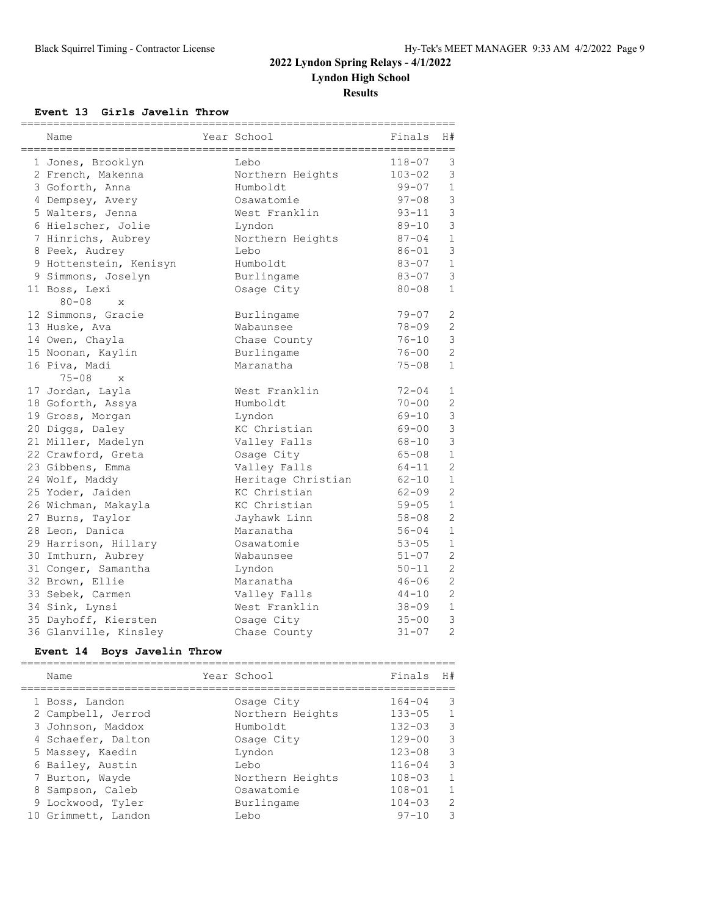# 2022 Lyndon Spring Relays - 4/1/2022

## Lyndon High School

### Results

#### Event 13 Girls Javelin Throw

| | Name | Year | School | Finals | H# |
|---|---|---|---|---|---|
| 1 | Jones, Brooklyn | | Lebo | 118-07 | 3 |
| 2 | French, Makenna | | Northern Heights | 103-02 | 3 |
| 3 | Goforth, Anna | | Humboldt | 99-07 | 1 |
| 4 | Dempsey, Avery | | Osawatomie | 97-08 | 3 |
| 5 | Walters, Jenna | | West Franklin | 93-11 | 3 |
| 6 | Hielscher, Jolie | | Lyndon | 89-10 | 3 |
| 7 | Hinrichs, Aubrey | | Northern Heights | 87-04 | 1 |
| 8 | Peek, Audrey | | Lebo | 86-01 | 3 |
| 9 | Hottenstein, Kenisyn | | Humboldt | 83-07 | 1 |
| 9 | Simmons, Joselyn | | Burlingame | 83-07 | 3 |
| 11 | Boss, Lexi | | Osage City | 80-08 | 1 |
| | 80-08 x | | | | |
| 12 | Simmons, Gracie | | Burlingame | 79-07 | 2 |
| 13 | Huske, Ava | | Wabaunsee | 78-09 | 2 |
| 14 | Owen, Chayla | | Chase County | 76-10 | 3 |
| 15 | Noonan, Kaylin | | Burlingame | 76-00 | 2 |
| 16 | Piva, Madi | | Maranatha | 75-08 | 1 |
| | 75-08 x | | | | |
| 17 | Jordan, Layla | | West Franklin | 72-04 | 1 |
| 18 | Goforth, Assya | | Humboldt | 70-00 | 2 |
| 19 | Gross, Morgan | | Lyndon | 69-10 | 3 |
| 20 | Diggs, Daley | | KC Christian | 69-00 | 3 |
| 21 | Miller, Madelyn | | Valley Falls | 68-10 | 3 |
| 22 | Crawford, Greta | | Osage City | 65-08 | 1 |
| 23 | Gibbens, Emma | | Valley Falls | 64-11 | 2 |
| 24 | Wolf, Maddy | | Heritage Christian | 62-10 | 1 |
| 25 | Yoder, Jaiden | | KC Christian | 62-09 | 2 |
| 26 | Wichman, Makayla | | KC Christian | 59-05 | 1 |
| 27 | Burns, Taylor | | Jayhawk Linn | 58-08 | 2 |
| 28 | Leon, Danica | | Maranatha | 56-04 | 1 |
| 29 | Harrison, Hillary | | Osawatomie | 53-05 | 1 |
| 30 | Imthurn, Aubrey | | Wabaunsee | 51-07 | 2 |
| 31 | Conger, Samantha | | Lyndon | 50-11 | 2 |
| 32 | Brown, Ellie | | Maranatha | 46-06 | 2 |
| 33 | Sebek, Carmen | | Valley Falls | 44-10 | 2 |
| 34 | Sink, Lynsi | | West Franklin | 38-09 | 1 |
| 35 | Dayhoff, Kiersten | | Osage City | 35-00 | 3 |
| 36 | Glanville, Kinsley | | Chase County | 31-07 | 2 |

#### Event 14 Boys Javelin Throw

| | Name | Year | School | Finals | H# |
|---|---|---|---|---|---|
| 1 | Boss, Landon | | Osage City | 164-04 | 3 |
| 2 | Campbell, Jerrod | | Northern Heights | 133-05 | 1 |
| 3 | Johnson, Maddox | | Humboldt | 132-03 | 3 |
| 4 | Schaefer, Dalton | | Osage City | 129-00 | 3 |
| 5 | Massey, Kaedin | | Lyndon | 123-08 | 3 |
| 6 | Bailey, Austin | | Lebo | 116-04 | 3 |
| 7 | Burton, Wayde | | Northern Heights | 108-03 | 1 |
| 8 | Sampson, Caleb | | Osawatomie | 108-01 | 1 |
| 9 | Lockwood, Tyler | | Burlingame | 104-03 | 2 |
| 10 | Grimmett, Landon | | Lebo | 97-10 | 3 |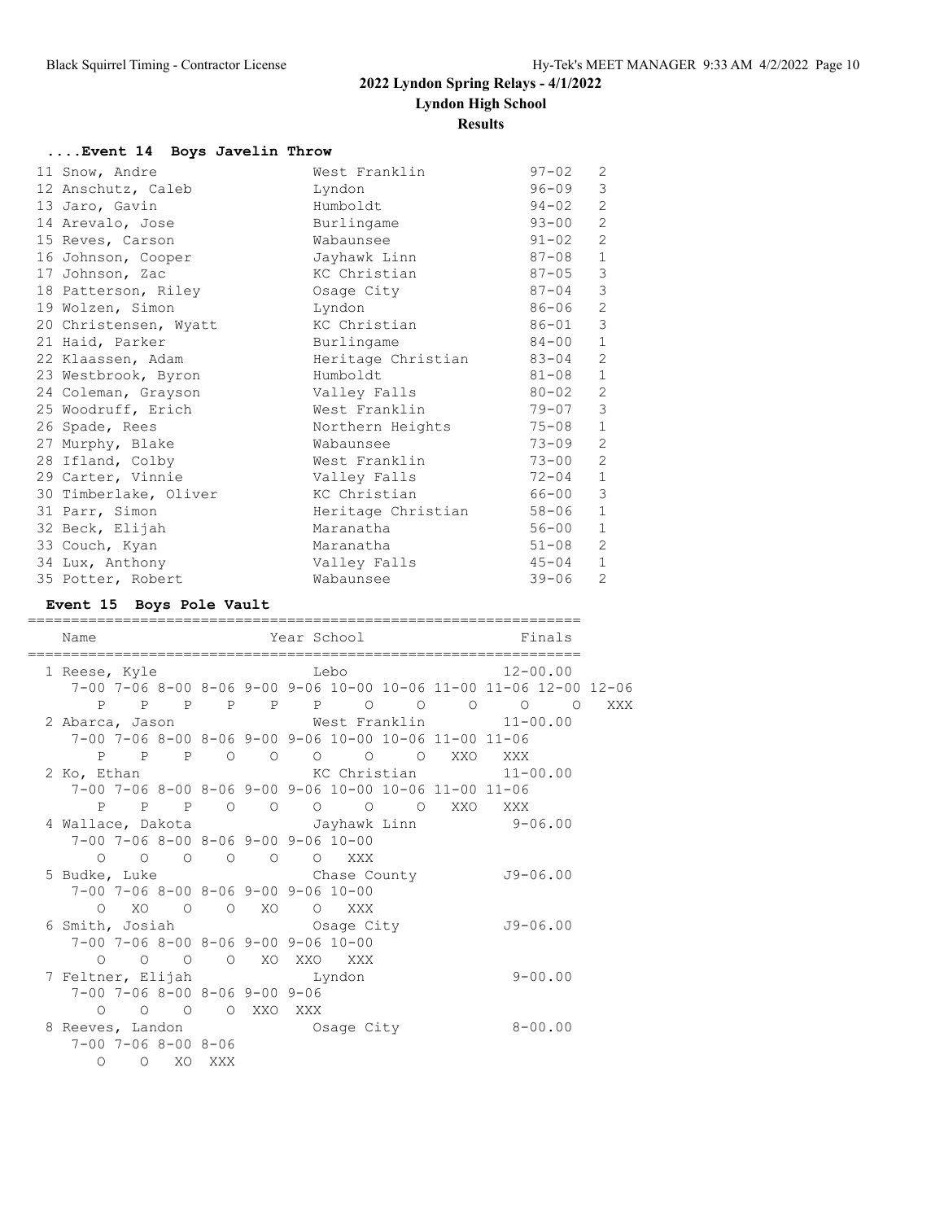## 2022 Lyndon Spring Relays - 4/1/2022

## Lyndon High School

## Results

### ....Event 14 Boys Javelin Throw

| | | | | |
|---|---|---|---|---|
| 11 | Snow, Andre | West Franklin | 97-02 | 2 |
| 12 | Anschutz, Caleb | Lyndon | 96-09 | 3 |
| 13 | Jaro, Gavin | Humboldt | 94-02 | 2 |
| 14 | Arevalo, Jose | Burlingame | 93-00 | 2 |
| 15 | Reves, Carson | Wabaunsee | 91-02 | 2 |
| 16 | Johnson, Cooper | Jayhawk Linn | 87-08 | 1 |
| 17 | Johnson, Zac | KC Christian | 87-05 | 3 |
| 18 | Patterson, Riley | Osage City | 87-04 | 3 |
| 19 | Wolzen, Simon | Lyndon | 86-06 | 2 |
| 20 | Christensen, Wyatt | KC Christian | 86-01 | 3 |
| 21 | Haid, Parker | Burlingame | 84-00 | 1 |
| 22 | Klaassen, Adam | Heritage Christian | 83-04 | 2 |
| 23 | Westbrook, Byron | Humboldt | 81-08 | 1 |
| 24 | Coleman, Grayson | Valley Falls | 80-02 | 2 |
| 25 | Woodruff, Erich | West Franklin | 79-07 | 3 |
| 26 | Spade, Rees | Northern Heights | 75-08 | 1 |
| 27 | Murphy, Blake | Wabaunsee | 73-09 | 2 |
| 28 | Ifland, Colby | West Franklin | 73-00 | 2 |
| 29 | Carter, Vinnie | Valley Falls | 72-04 | 1 |
| 30 | Timberlake, Oliver | KC Christian | 66-00 | 3 |
| 31 | Parr, Simon | Heritage Christian | 58-06 | 1 |
| 32 | Beck, Elijah | Maranatha | 56-00 | 1 |
| 33 | Couch, Kyan | Maranatha | 51-08 | 2 |
| 34 | Lux, Anthony | Valley Falls | 45-04 | 1 |
| 35 | Potter, Robert | Wabaunsee | 39-06 | 2 |

### Event 15 Boys Pole Vault

```
=================================================================
    Name                    Year School                  Finals
=================================================================
  1 Reese, Kyle                  Lebo                  12-00.00
     7-00 7-06 8-00 8-06 9-00 9-06 10-00 10-06 11-00 11-06 12-00 12-06
        P    P    P    P    P    P     O     O     O     O     O   XXX
  2 Abarca, Jason                West Franklin         11-00.00
     7-00 7-06 8-00 8-06 9-00 9-06 10-00 10-06 11-00 11-06
        P    P    P    O    O    O     O     O   XXO   XXX
  2 Ko, Ethan                    KC Christian          11-00.00
     7-00 7-06 8-00 8-06 9-00 9-06 10-00 10-06 11-00 11-06
        P    P    P    O    O    O     O     O   XXO   XXX
  4 Wallace, Dakota              Jayhawk Linn           9-06.00
     7-00 7-06 8-00 8-06 9-00 9-06 10-00
        O    O    O    O    O    O   XXX
  5 Budke, Luke                  Chase County          J9-06.00
     7-00 7-06 8-00 8-06 9-00 9-06 10-00
        O   XO    O    O   XO    O   XXX
  6 Smith, Josiah                Osage City            J9-06.00
     7-00 7-06 8-00 8-06 9-00 9-06 10-00
        O    O    O    O   XO  XXO   XXX
  7 Feltner, Elijah              Lyndon                 9-00.00
     7-00 7-06 8-00 8-06 9-00 9-06
        O    O    O    O  XXO  XXX
  8 Reeves, Landon               Osage City             8-00.00
     7-00 7-06 8-00 8-06
        O    O   XO  XXX
```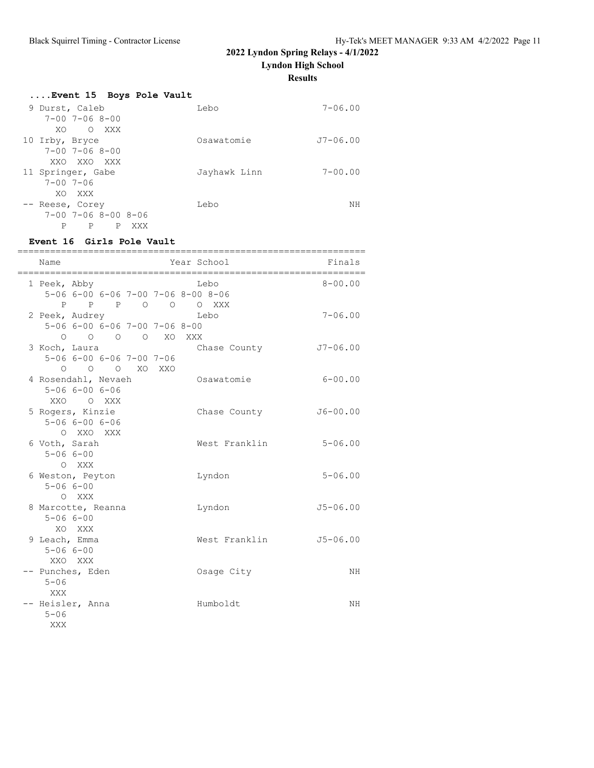## ....Event 15 Boys Pole Vault

```
  9 Durst, Caleb                 Lebo                    7-06.00 
     7-00 7-06 8-00
       XO    O  XXX 
 10 Irby, Bryce                  Osawatomie             J7-06.00 
     7-00 7-06 8-00
      XXO  XXO  XXX 
 11 Springer, Gabe               Jayhawk Linn            7-00.00 
     7-00 7-06
       XO  XXX 
 -- Reese, Corey                 Lebo                         NH 
     7-00 7-06 8-00 8-06
        P    P    P  XXX 
```

## Event 16 Girls Pole Vault

```
=================================================================
    Name                    Year School                  Finals 
=================================================================
  1 Peek, Abby                   Lebo                    8-00.00 
     5-06 6-00 6-06 7-00 7-06 8-00 8-06
        P    P    P    O    O    O  XXX 
  2 Peek, Audrey                 Lebo                    7-06.00 
     5-06 6-00 6-06 7-00 7-06 8-00
        O    O    O    O   XO  XXX 
  3 Koch, Laura                  Chase County           J7-06.00 
     5-06 6-00 6-06 7-00 7-06
        O    O    O   XO  XXO 
  4 Rosendahl, Nevaeh            Osawatomie              6-00.00 
     5-06 6-00 6-06
      XXO    O  XXX 
  5 Rogers, Kinzie               Chase County           J6-00.00 
     5-06 6-00 6-06
        O  XXO  XXX 
  6 Voth, Sarah                  West Franklin           5-06.00 
     5-06 6-00
        O  XXX 
  6 Weston, Peyton               Lyndon                  5-06.00 
     5-06 6-00
        O  XXX 
  8 Marcotte, Reanna             Lyndon                 J5-06.00 
     5-06 6-00
       XO  XXX 
  9 Leach, Emma                  West Franklin          J5-06.00 
     5-06 6-00
      XXO  XXX 
 -- Punches, Eden                Osage City                   NH 
     5-06
      XXX 
 -- Heisler, Anna                Humboldt                     NH 
     5-06
      XXX 
```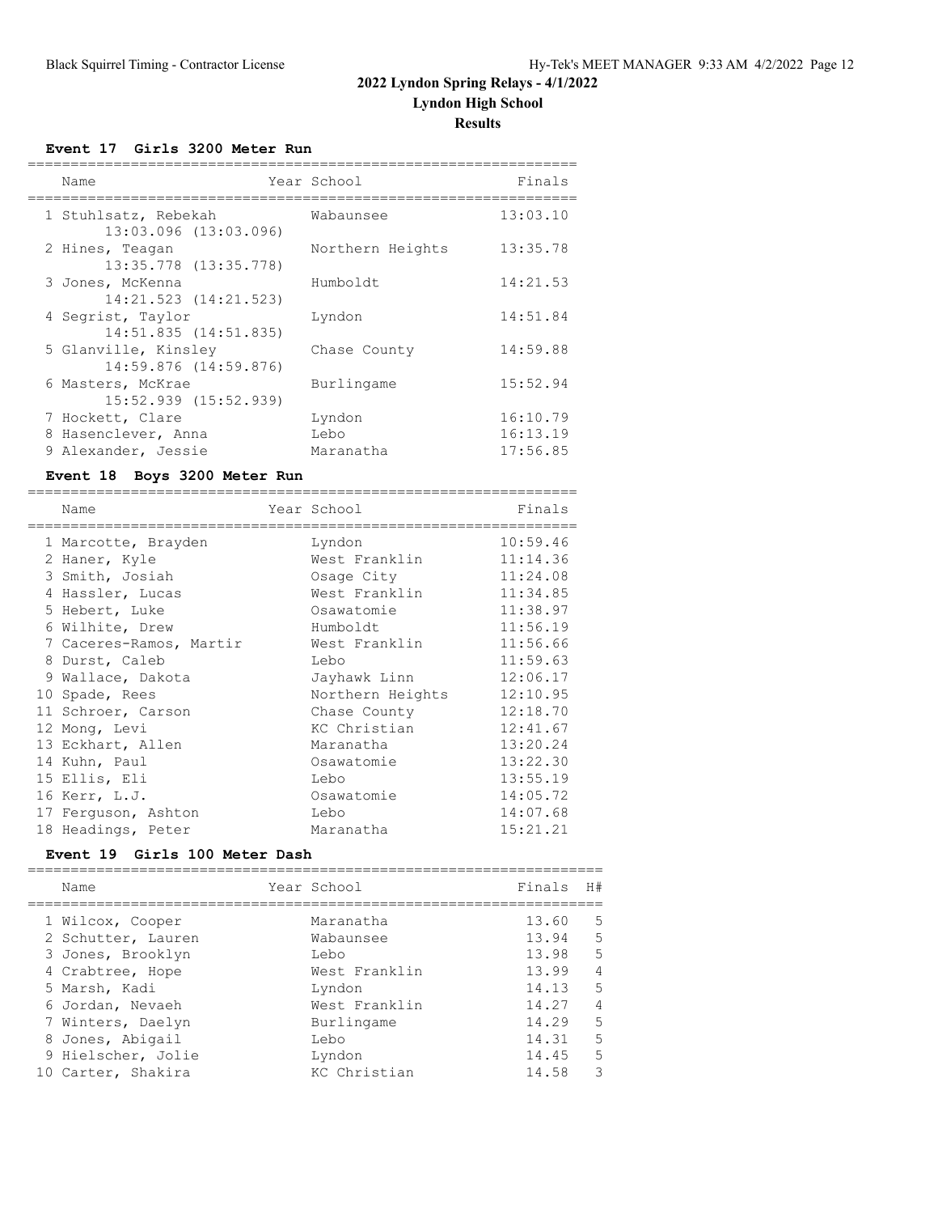# 2022 Lyndon Spring Relays - 4/1/2022

## Lyndon High School

### Results

**Event 17 Girls 3200 Meter Run**

| Name | Year | School | Finals |
|---|---|---|---|
| 1 Stuhlsatz, Rebekah | | Wabaunsee | 13:03.10 |
| 13:03.096 (13:03.096) | | | |
| 2 Hines, Teagan | | Northern Heights | 13:35.78 |
| 13:35.778 (13:35.778) | | | |
| 3 Jones, McKenna | | Humboldt | 14:21.53 |
| 14:21.523 (14:21.523) | | | |
| 4 Segrist, Taylor | | Lyndon | 14:51.84 |
| 14:51.835 (14:51.835) | | | |
| 5 Glanville, Kinsley | | Chase County | 14:59.88 |
| 14:59.876 (14:59.876) | | | |
| 6 Masters, McKrae | | Burlingame | 15:52.94 |
| 15:52.939 (15:52.939) | | | |
| 7 Hockett, Clare | | Lyndon | 16:10.79 |
| 8 Hasenclever, Anna | | Lebo | 16:13.19 |
| 9 Alexander, Jessie | | Maranatha | 17:56.85 |

**Event 18 Boys 3200 Meter Run**

| Name | Year | School | Finals |
|---|---|---|---|
| 1 Marcotte, Brayden | | Lyndon | 10:59.46 |
| 2 Haner, Kyle | | West Franklin | 11:14.36 |
| 3 Smith, Josiah | | Osage City | 11:24.08 |
| 4 Hassler, Lucas | | West Franklin | 11:34.85 |
| 5 Hebert, Luke | | Osawatomie | 11:38.97 |
| 6 Wilhite, Drew | | Humboldt | 11:56.19 |
| 7 Caceres-Ramos, Martir | | West Franklin | 11:56.66 |
| 8 Durst, Caleb | | Lebo | 11:59.63 |
| 9 Wallace, Dakota | | Jayhawk Linn | 12:06.17 |
| 10 Spade, Rees | | Northern Heights | 12:10.95 |
| 11 Schroer, Carson | | Chase County | 12:18.70 |
| 12 Mong, Levi | | KC Christian | 12:41.67 |
| 13 Eckhart, Allen | | Maranatha | 13:20.24 |
| 14 Kuhn, Paul | | Osawatomie | 13:22.30 |
| 15 Ellis, Eli | | Lebo | 13:55.19 |
| 16 Kerr, L.J. | | Osawatomie | 14:05.72 |
| 17 Ferguson, Ashton | | Lebo | 14:07.68 |
| 18 Headings, Peter | | Maranatha | 15:21.21 |

**Event 19 Girls 100 Meter Dash**

| Name | Year | School | Finals | H# |
|---|---|---|---|---|
| 1 Wilcox, Cooper | | Maranatha | 13.60 | 5 |
| 2 Schutter, Lauren | | Wabaunsee | 13.94 | 5 |
| 3 Jones, Brooklyn | | Lebo | 13.98 | 5 |
| 4 Crabtree, Hope | | West Franklin | 13.99 | 4 |
| 5 Marsh, Kadi | | Lyndon | 14.13 | 5 |
| 6 Jordan, Nevaeh | | West Franklin | 14.27 | 4 |
| 7 Winters, Daelyn | | Burlingame | 14.29 | 5 |
| 8 Jones, Abigail | | Lebo | 14.31 | 5 |
| 9 Hielscher, Jolie | | Lyndon | 14.45 | 5 |
| 10 Carter, Shakira | | KC Christian | 14.58 | 3 |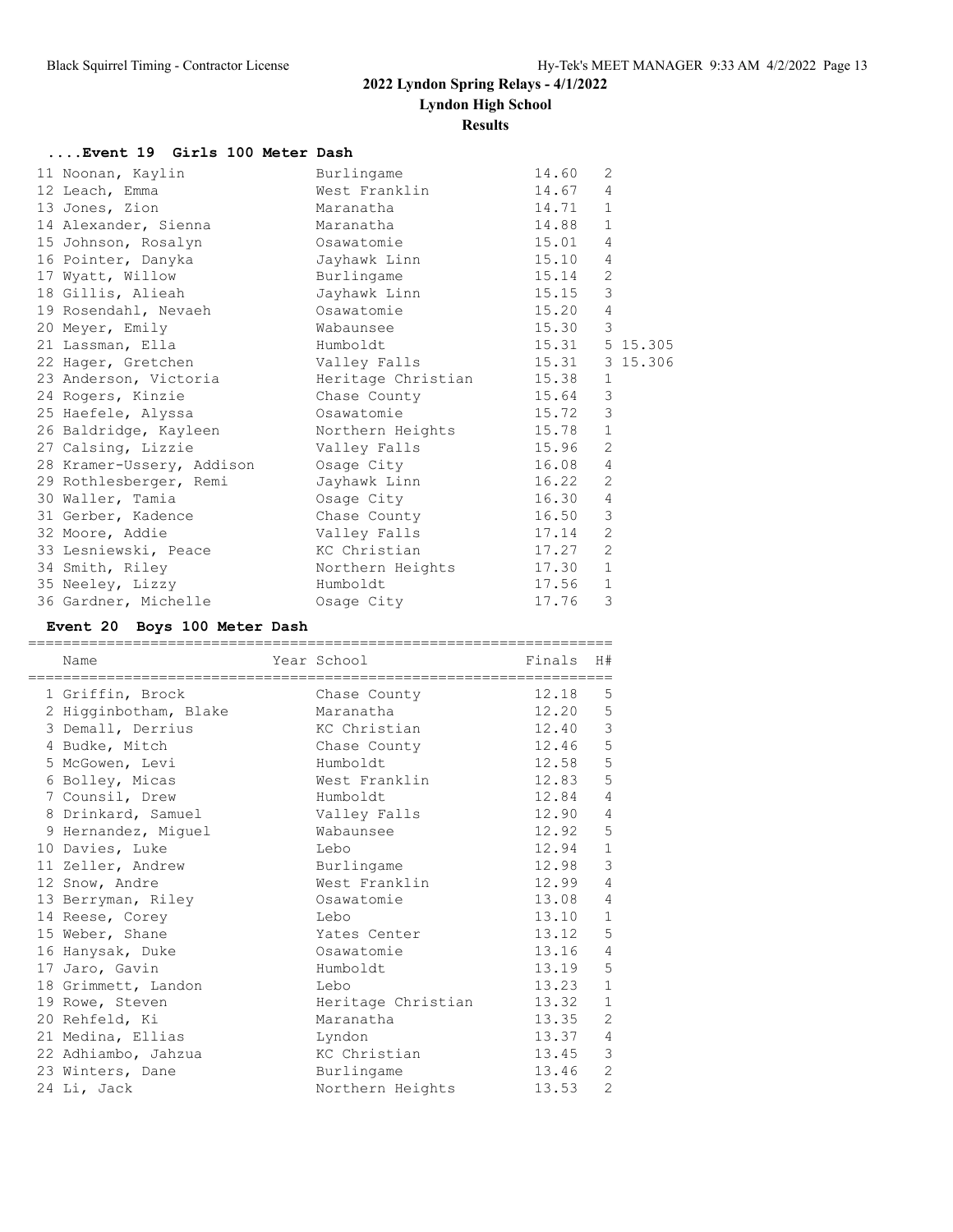## 2022 Lyndon Spring Relays - 4/1/2022

**Lyndon High School**

**Results**

### ....Event 19 Girls 100 Meter Dash

| | | | | | |
|---|---|---|---|---|---|
| 11 | Noonan, Kaylin | Burlingame | 14.60 | 2 | |
| 12 | Leach, Emma | West Franklin | 14.67 | 4 | |
| 13 | Jones, Zion | Maranatha | 14.71 | 1 | |
| 14 | Alexander, Sienna | Maranatha | 14.88 | 1 | |
| 15 | Johnson, Rosalyn | Osawatomie | 15.01 | 4 | |
| 16 | Pointer, Danyka | Jayhawk Linn | 15.10 | 4 | |
| 17 | Wyatt, Willow | Burlingame | 15.14 | 2 | |
| 18 | Gillis, Alieah | Jayhawk Linn | 15.15 | 3 | |
| 19 | Rosendahl, Nevaeh | Osawatomie | 15.20 | 4 | |
| 20 | Meyer, Emily | Wabaunsee | 15.30 | 3 | |
| 21 | Lassman, Ella | Humboldt | 15.31 | 5 | 15.305 |
| 22 | Hager, Gretchen | Valley Falls | 15.31 | 3 | 15.306 |
| 23 | Anderson, Victoria | Heritage Christian | 15.38 | 1 | |
| 24 | Rogers, Kinzie | Chase County | 15.64 | 3 | |
| 25 | Haefele, Alyssa | Osawatomie | 15.72 | 3 | |
| 26 | Baldridge, Kayleen | Northern Heights | 15.78 | 1 | |
| 27 | Calsing, Lizzie | Valley Falls | 15.96 | 2 | |
| 28 | Kramer-Ussery, Addison | Osage City | 16.08 | 4 | |
| 29 | Rothlesberger, Remi | Jayhawk Linn | 16.22 | 2 | |
| 30 | Waller, Tamia | Osage City | 16.30 | 4 | |
| 31 | Gerber, Kadence | Chase County | 16.50 | 3 | |
| 32 | Moore, Addie | Valley Falls | 17.14 | 2 | |
| 33 | Lesniewski, Peace | KC Christian | 17.27 | 2 | |
| 34 | Smith, Riley | Northern Heights | 17.30 | 1 | |
| 35 | Neeley, Lizzy | Humboldt | 17.56 | 1 | |
| 36 | Gardner, Michelle | Osage City | 17.76 | 3 | |

### Event 20 Boys 100 Meter Dash

| | Name | Year School | Finals | H# |
|---|---|---|---|---|
| 1 | Griffin, Brock | Chase County | 12.18 | 5 |
| 2 | Higginbotham, Blake | Maranatha | 12.20 | 5 |
| 3 | Demall, Derrius | KC Christian | 12.40 | 3 |
| 4 | Budke, Mitch | Chase County | 12.46 | 5 |
| 5 | McGowen, Levi | Humboldt | 12.58 | 5 |
| 6 | Bolley, Micas | West Franklin | 12.83 | 5 |
| 7 | Counsil, Drew | Humboldt | 12.84 | 4 |
| 8 | Drinkard, Samuel | Valley Falls | 12.90 | 4 |
| 9 | Hernandez, Miguel | Wabaunsee | 12.92 | 5 |
| 10 | Davies, Luke | Lebo | 12.94 | 1 |
| 11 | Zeller, Andrew | Burlingame | 12.98 | 3 |
| 12 | Snow, Andre | West Franklin | 12.99 | 4 |
| 13 | Berryman, Riley | Osawatomie | 13.08 | 4 |
| 14 | Reese, Corey | Lebo | 13.10 | 1 |
| 15 | Weber, Shane | Yates Center | 13.12 | 5 |
| 16 | Hanysak, Duke | Osawatomie | 13.16 | 4 |
| 17 | Jaro, Gavin | Humboldt | 13.19 | 5 |
| 18 | Grimmett, Landon | Lebo | 13.23 | 1 |
| 19 | Rowe, Steven | Heritage Christian | 13.32 | 1 |
| 20 | Rehfeld, Ki | Maranatha | 13.35 | 2 |
| 21 | Medina, Ellias | Lyndon | 13.37 | 4 |
| 22 | Adhiambo, Jahzua | KC Christian | 13.45 | 3 |
| 23 | Winters, Dane | Burlingame | 13.46 | 2 |
| 24 | Li, Jack | Northern Heights | 13.53 | 2 |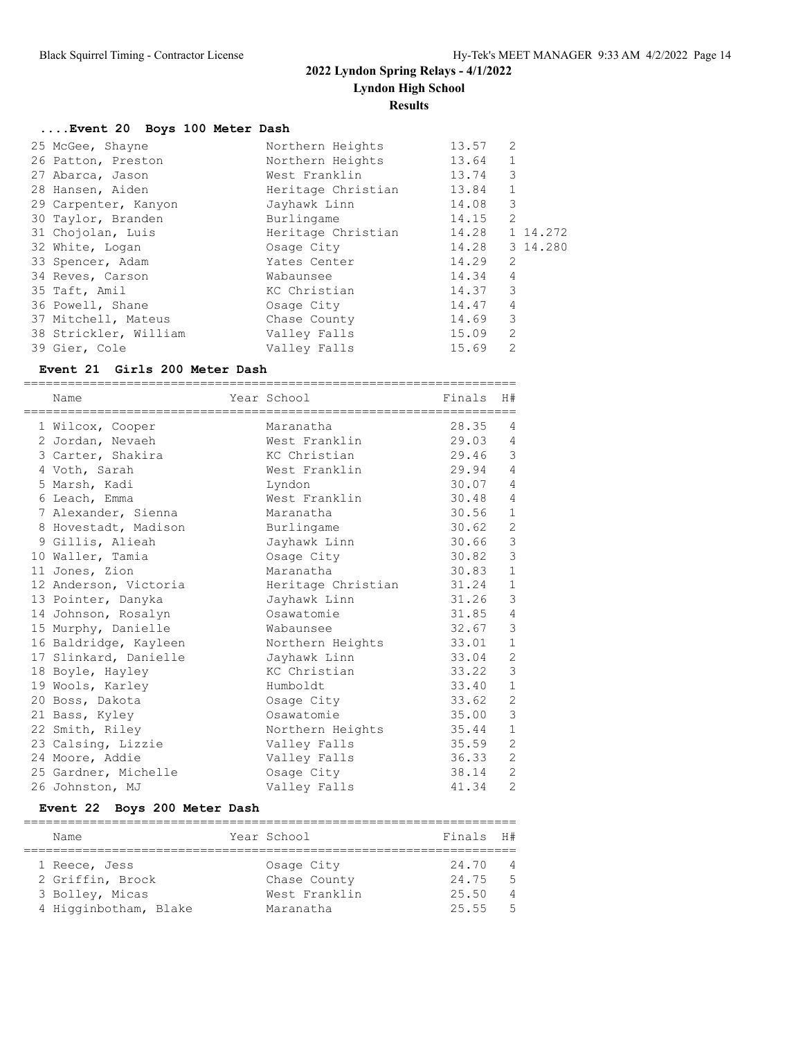## 2022 Lyndon Spring Relays - 4/1/2022

### Lyndon High School

### Results

#### ....Event 20 Boys 100 Meter Dash

| Place | Name | Year | School | Finals | H# | |
|---|---|---|---|---|---|---|
| 25 | McGee, Shayne | | Northern Heights | 13.57 | 2 | |
| 26 | Patton, Preston | | Northern Heights | 13.64 | 1 | |
| 27 | Abarca, Jason | | West Franklin | 13.74 | 3 | |
| 28 | Hansen, Aiden | | Heritage Christian | 13.84 | 1 | |
| 29 | Carpenter, Kanyon | | Jayhawk Linn | 14.08 | 3 | |
| 30 | Taylor, Branden | | Burlingame | 14.15 | 2 | |
| 31 | Chojolan, Luis | | Heritage Christian | 14.28 | 1 | 14.272 |
| 32 | White, Logan | | Osage City | 14.28 | 3 | 14.280 |
| 33 | Spencer, Adam | | Yates Center | 14.29 | 2 | |
| 34 | Reves, Carson | | Wabaunsee | 14.34 | 4 | |
| 35 | Taft, Amil | | KC Christian | 14.37 | 3 | |
| 36 | Powell, Shane | | Osage City | 14.47 | 4 | |
| 37 | Mitchell, Mateus | | Chase County | 14.69 | 3 | |
| 38 | Strickler, William | | Valley Falls | 15.09 | 2 | |
| 39 | Gier, Cole | | Valley Falls | 15.69 | 2 | |

#### Event 21 Girls 200 Meter Dash

| Place | Name | Year | School | Finals | H# |
|---|---|---|---|---|---|
| 1 | Wilcox, Cooper | | Maranatha | 28.35 | 4 |
| 2 | Jordan, Nevaeh | | West Franklin | 29.03 | 4 |
| 3 | Carter, Shakira | | KC Christian | 29.46 | 3 |
| 4 | Voth, Sarah | | West Franklin | 29.94 | 4 |
| 5 | Marsh, Kadi | | Lyndon | 30.07 | 4 |
| 6 | Leach, Emma | | West Franklin | 30.48 | 4 |
| 7 | Alexander, Sienna | | Maranatha | 30.56 | 1 |
| 8 | Hovestadt, Madison | | Burlingame | 30.62 | 2 |
| 9 | Gillis, Alieah | | Jayhawk Linn | 30.66 | 3 |
| 10 | Waller, Tamia | | Osage City | 30.82 | 3 |
| 11 | Jones, Zion | | Maranatha | 30.83 | 1 |
| 12 | Anderson, Victoria | | Heritage Christian | 31.24 | 1 |
| 13 | Pointer, Danyka | | Jayhawk Linn | 31.26 | 3 |
| 14 | Johnson, Rosalyn | | Osawatomie | 31.85 | 4 |
| 15 | Murphy, Danielle | | Wabaunsee | 32.67 | 3 |
| 16 | Baldridge, Kayleen | | Northern Heights | 33.01 | 1 |
| 17 | Slinkard, Danielle | | Jayhawk Linn | 33.04 | 2 |
| 18 | Boyle, Hayley | | KC Christian | 33.22 | 3 |
| 19 | Wools, Karley | | Humboldt | 33.40 | 1 |
| 20 | Boss, Dakota | | Osage City | 33.62 | 2 |
| 21 | Bass, Kyley | | Osawatomie | 35.00 | 3 |
| 22 | Smith, Riley | | Northern Heights | 35.44 | 1 |
| 23 | Calsing, Lizzie | | Valley Falls | 35.59 | 2 |
| 24 | Moore, Addie | | Valley Falls | 36.33 | 2 |
| 25 | Gardner, Michelle | | Osage City | 38.14 | 2 |
| 26 | Johnston, MJ | | Valley Falls | 41.34 | 2 |

#### Event 22 Boys 200 Meter Dash

| Place | Name | Year | School | Finals | H# |
|---|---|---|---|---|---|
| 1 | Reece, Jess | | Osage City | 24.70 | 4 |
| 2 | Griffin, Brock | | Chase County | 24.75 | 5 |
| 3 | Bolley, Micas | | West Franklin | 25.50 | 4 |
| 4 | Higginbotham, Blake | | Maranatha | 25.55 | 5 |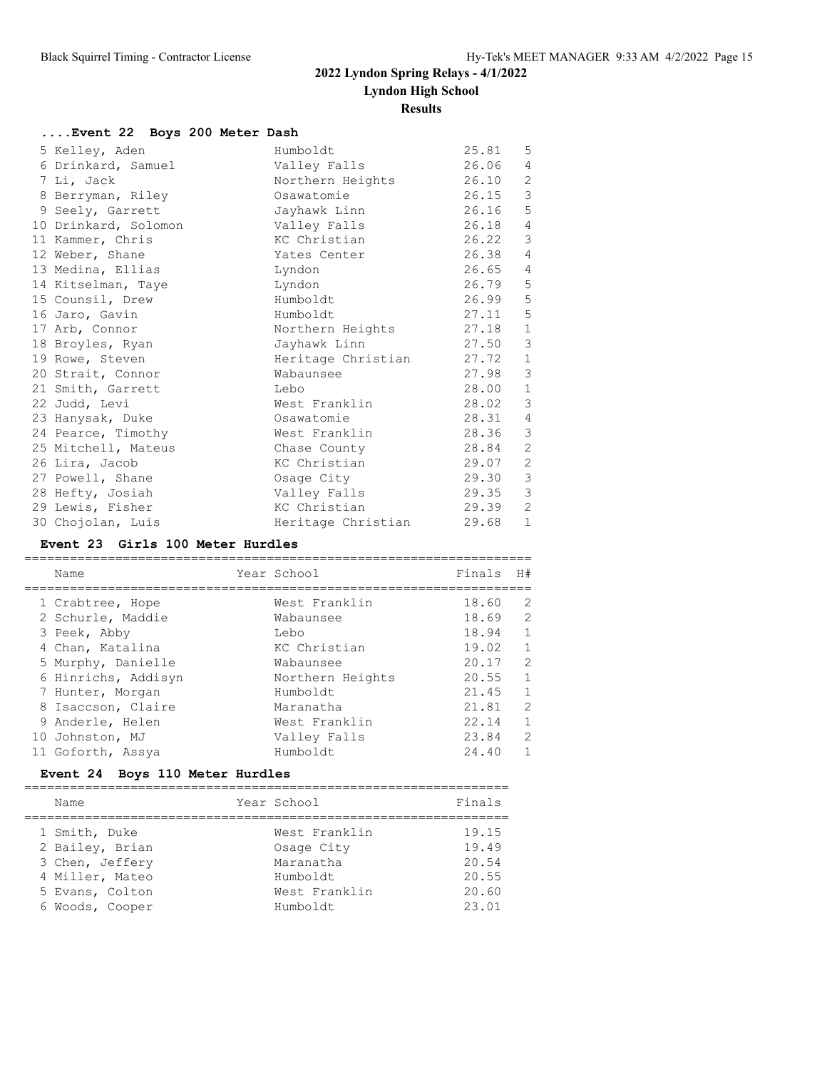# 2022 Lyndon Spring Relays - 4/1/2022

## Lyndon High School

### Results

#### ....Event 22 Boys 200 Meter Dash

| Place | Name | School | Finals | H# |
|---|---|---|---|---|
| 5 | Kelley, Aden | Humboldt | 25.81 | 5 |
| 6 | Drinkard, Samuel | Valley Falls | 26.06 | 4 |
| 7 | Li, Jack | Northern Heights | 26.10 | 2 |
| 8 | Berryman, Riley | Osawatomie | 26.15 | 3 |
| 9 | Seely, Garrett | Jayhawk Linn | 26.16 | 5 |
| 10 | Drinkard, Solomon | Valley Falls | 26.18 | 4 |
| 11 | Kammer, Chris | KC Christian | 26.22 | 3 |
| 12 | Weber, Shane | Yates Center | 26.38 | 4 |
| 13 | Medina, Ellias | Lyndon | 26.65 | 4 |
| 14 | Kitselman, Taye | Lyndon | 26.79 | 5 |
| 15 | Counsil, Drew | Humboldt | 26.99 | 5 |
| 16 | Jaro, Gavin | Humboldt | 27.11 | 5 |
| 17 | Arb, Connor | Northern Heights | 27.18 | 1 |
| 18 | Broyles, Ryan | Jayhawk Linn | 27.50 | 3 |
| 19 | Rowe, Steven | Heritage Christian | 27.72 | 1 |
| 20 | Strait, Connor | Wabaunsee | 27.98 | 3 |
| 21 | Smith, Garrett | Lebo | 28.00 | 1 |
| 22 | Judd, Levi | West Franklin | 28.02 | 3 |
| 23 | Hanysak, Duke | Osawatomie | 28.31 | 4 |
| 24 | Pearce, Timothy | West Franklin | 28.36 | 3 |
| 25 | Mitchell, Mateus | Chase County | 28.84 | 2 |
| 26 | Lira, Jacob | KC Christian | 29.07 | 2 |
| 27 | Powell, Shane | Osage City | 29.30 | 3 |
| 28 | Hefty, Josiah | Valley Falls | 29.35 | 3 |
| 29 | Lewis, Fisher | KC Christian | 29.39 | 2 |
| 30 | Chojolan, Luis | Heritage Christian | 29.68 | 1 |

#### Event 23 Girls 100 Meter Hurdles

| Place | Name | Year | School | Finals | H# |
|---|---|---|---|---|---|
| 1 | Crabtree, Hope | | West Franklin | 18.60 | 2 |
| 2 | Schurle, Maddie | | Wabaunsee | 18.69 | 2 |
| 3 | Peek, Abby | | Lebo | 18.94 | 1 |
| 4 | Chan, Katalina | | KC Christian | 19.02 | 1 |
| 5 | Murphy, Danielle | | Wabaunsee | 20.17 | 2 |
| 6 | Hinrichs, Addisyn | | Northern Heights | 20.55 | 1 |
| 7 | Hunter, Morgan | | Humboldt | 21.45 | 1 |
| 8 | Isaccson, Claire | | Maranatha | 21.81 | 2 |
| 9 | Anderle, Helen | | West Franklin | 22.14 | 1 |
| 10 | Johnston, MJ | | Valley Falls | 23.84 | 2 |
| 11 | Goforth, Assya | | Humboldt | 24.40 | 1 |

#### Event 24 Boys 110 Meter Hurdles

| Place | Name | Year | School | Finals |
|---|---|---|---|---|
| 1 | Smith, Duke | | West Franklin | 19.15 |
| 2 | Bailey, Brian | | Osage City | 19.49 |
| 3 | Chen, Jeffery | | Maranatha | 20.54 |
| 4 | Miller, Mateo | | Humboldt | 20.55 |
| 5 | Evans, Colton | | West Franklin | 20.60 |
| 6 | Woods, Cooper | | Humboldt | 23.01 |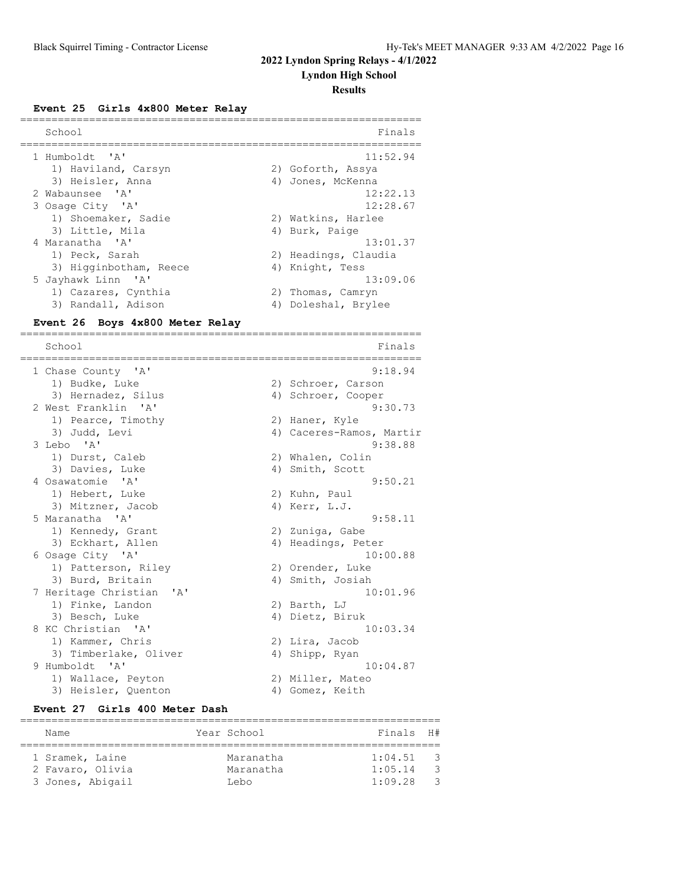## 2022 Lyndon Spring Relays - 4/1/2022

### Lyndon High School

### Results

#### Event 25 Girls 4x800 Meter Relay

| School | Finals |
|---|---|
| 1 Humboldt 'A' | 11:52.94 |
| 1) Haviland, Carsyn; 2) Goforth, Assya; 3) Heisler, Anna; 4) Jones, McKenna | |
| 2 Wabaunsee 'A' | 12:22.13 |
| 3 Osage City 'A' | 12:28.67 |
| 1) Shoemaker, Sadie; 2) Watkins, Harlee; 3) Little, Mila; 4) Burk, Paige | |
| 4 Maranatha 'A' | 13:01.37 |
| 1) Peck, Sarah; 2) Headings, Claudia; 3) Higginbotham, Reece; 4) Knight, Tess | |
| 5 Jayhawk Linn 'A' | 13:09.06 |
| 1) Cazares, Cynthia; 2) Thomas, Camryn; 3) Randall, Adison; 4) Doleshal, Brylee | |

#### Event 26 Boys 4x800 Meter Relay

| School | Finals |
|---|---|
| 1 Chase County 'A' | 9:18.94 |
| 1) Budke, Luke; 2) Schroer, Carson; 3) Hernadez, Silus; 4) Schroer, Cooper | |
| 2 West Franklin 'A' | 9:30.73 |
| 1) Pearce, Timothy; 2) Haner, Kyle; 3) Judd, Levi; 4) Caceres-Ramos, Martir | |
| 3 Lebo 'A' | 9:38.88 |
| 1) Durst, Caleb; 2) Whalen, Colin; 3) Davies, Luke; 4) Smith, Scott | |
| 4 Osawatomie 'A' | 9:50.21 |
| 1) Hebert, Luke; 2) Kuhn, Paul; 3) Mitzner, Jacob; 4) Kerr, L.J. | |
| 5 Maranatha 'A' | 9:58.11 |
| 1) Kennedy, Grant; 2) Zuniga, Gabe; 3) Eckhart, Allen; 4) Headings, Peter | |
| 6 Osage City 'A' | 10:00.88 |
| 1) Patterson, Riley; 2) Orender, Luke; 3) Burd, Britain; 4) Smith, Josiah | |
| 7 Heritage Christian 'A' | 10:01.96 |
| 1) Finke, Landon; 2) Barth, LJ; 3) Besch, Luke; 4) Dietz, Biruk | |
| 8 KC Christian 'A' | 10:03.34 |
| 1) Kammer, Chris; 2) Lira, Jacob; 3) Timberlake, Oliver; 4) Shipp, Ryan | |
| 9 Humboldt 'A' | 10:04.87 |
| 1) Wallace, Peyton; 2) Miller, Mateo; 3) Heisler, Quenton; 4) Gomez, Keith | |

#### Event 27 Girls 400 Meter Dash

| Name | Year | School | Finals | H# |
|---|---|---|---|---|
| 1 Sramek, Laine | | Maranatha | 1:04.51 | 3 |
| 2 Favaro, Olivia | | Maranatha | 1:05.14 | 3 |
| 3 Jones, Abigail | | Lebo | 1:09.28 | 3 |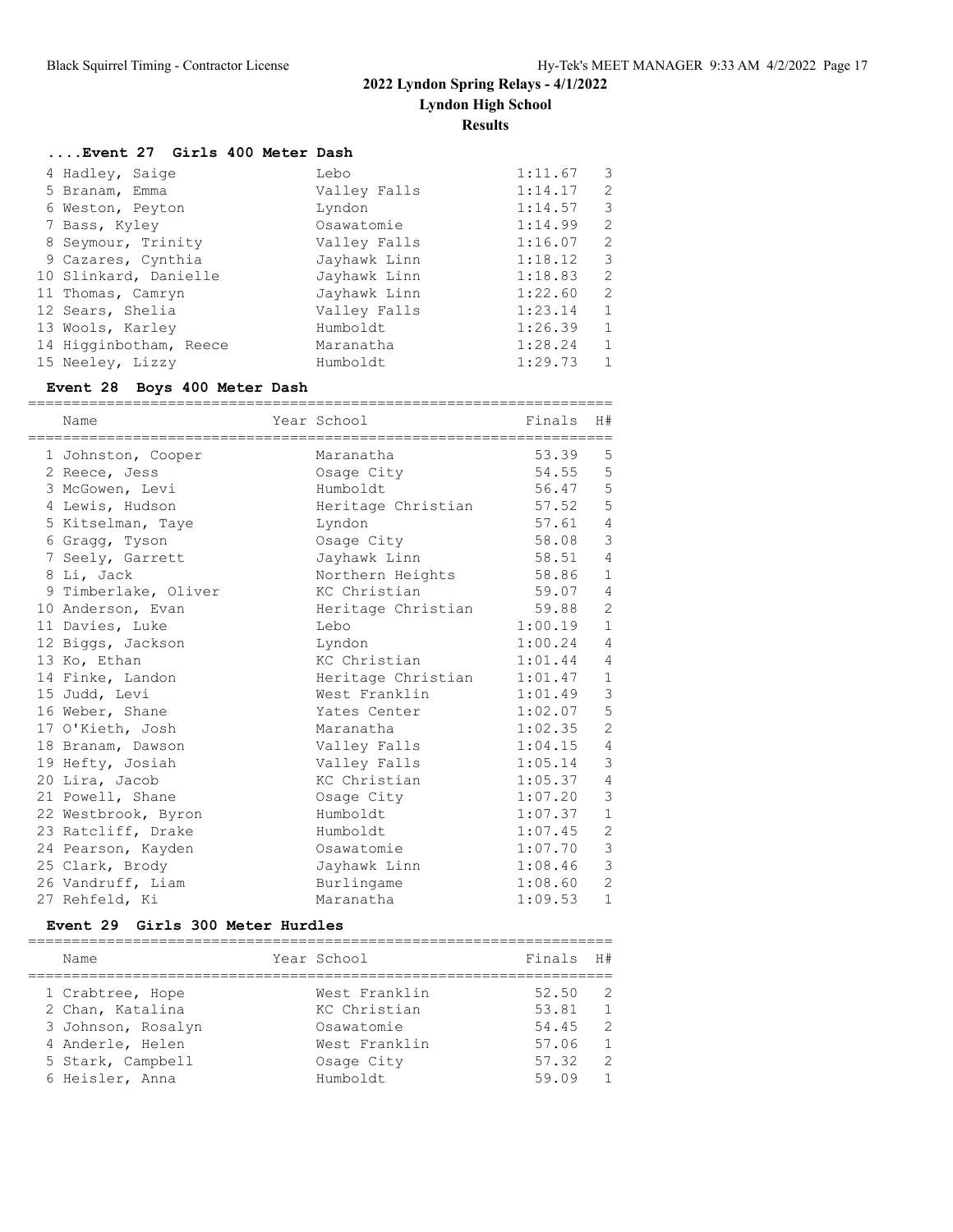## 2022 Lyndon Spring Relays - 4/1/2022

**Lyndon High School**

**Results**

### ....Event 27 Girls 400 Meter Dash

| | Name | Year | School | Finals | H# |
|---|---|---|---|---|---|
| 4 | Hadley, Saige | | Lebo | 1:11.67 | 3 |
| 5 | Branam, Emma | | Valley Falls | 1:14.17 | 2 |
| 6 | Weston, Peyton | | Lyndon | 1:14.57 | 3 |
| 7 | Bass, Kyley | | Osawatomie | 1:14.99 | 2 |
| 8 | Seymour, Trinity | | Valley Falls | 1:16.07 | 2 |
| 9 | Cazares, Cynthia | | Jayhawk Linn | 1:18.12 | 3 |
| 10 | Slinkard, Danielle | | Jayhawk Linn | 1:18.83 | 2 |
| 11 | Thomas, Camryn | | Jayhawk Linn | 1:22.60 | 2 |
| 12 | Sears, Shelia | | Valley Falls | 1:23.14 | 1 |
| 13 | Wools, Karley | | Humboldt | 1:26.39 | 1 |
| 14 | Higginbotham, Reece | | Maranatha | 1:28.24 | 1 |
| 15 | Neeley, Lizzy | | Humboldt | 1:29.73 | 1 |

### Event 28 Boys 400 Meter Dash

| | Name | Year | School | Finals | H# |
|---|---|---|---|---|---|
| 1 | Johnston, Cooper | | Maranatha | 53.39 | 5 |
| 2 | Reece, Jess | | Osage City | 54.55 | 5 |
| 3 | McGowen, Levi | | Humboldt | 56.47 | 5 |
| 4 | Lewis, Hudson | | Heritage Christian | 57.52 | 5 |
| 5 | Kitselman, Taye | | Lyndon | 57.61 | 4 |
| 6 | Gragg, Tyson | | Osage City | 58.08 | 3 |
| 7 | Seely, Garrett | | Jayhawk Linn | 58.51 | 4 |
| 8 | Li, Jack | | Northern Heights | 58.86 | 1 |
| 9 | Timberlake, Oliver | | KC Christian | 59.07 | 4 |
| 10 | Anderson, Evan | | Heritage Christian | 59.88 | 2 |
| 11 | Davies, Luke | | Lebo | 1:00.19 | 1 |
| 12 | Biggs, Jackson | | Lyndon | 1:00.24 | 4 |
| 13 | Ko, Ethan | | KC Christian | 1:01.44 | 4 |
| 14 | Finke, Landon | | Heritage Christian | 1:01.47 | 1 |
| 15 | Judd, Levi | | West Franklin | 1:01.49 | 3 |
| 16 | Weber, Shane | | Yates Center | 1:02.07 | 5 |
| 17 | O'Kieth, Josh | | Maranatha | 1:02.35 | 2 |
| 18 | Branam, Dawson | | Valley Falls | 1:04.15 | 4 |
| 19 | Hefty, Josiah | | Valley Falls | 1:05.14 | 3 |
| 20 | Lira, Jacob | | KC Christian | 1:05.37 | 4 |
| 21 | Powell, Shane | | Osage City | 1:07.20 | 3 |
| 22 | Westbrook, Byron | | Humboldt | 1:07.37 | 1 |
| 23 | Ratcliff, Drake | | Humboldt | 1:07.45 | 2 |
| 24 | Pearson, Kayden | | Osawatomie | 1:07.70 | 3 |
| 25 | Clark, Brody | | Jayhawk Linn | 1:08.46 | 3 |
| 26 | Vandruff, Liam | | Burlingame | 1:08.60 | 2 |
| 27 | Rehfeld, Ki | | Maranatha | 1:09.53 | 1 |

### Event 29 Girls 300 Meter Hurdles

| | Name | Year | School | Finals | H# |
|---|---|---|---|---|---|
| 1 | Crabtree, Hope | | West Franklin | 52.50 | 2 |
| 2 | Chan, Katalina | | KC Christian | 53.81 | 1 |
| 3 | Johnson, Rosalyn | | Osawatomie | 54.45 | 2 |
| 4 | Anderle, Helen | | West Franklin | 57.06 | 1 |
| 5 | Stark, Campbell | | Osage City | 57.32 | 2 |
| 6 | Heisler, Anna | | Humboldt | 59.09 | 1 |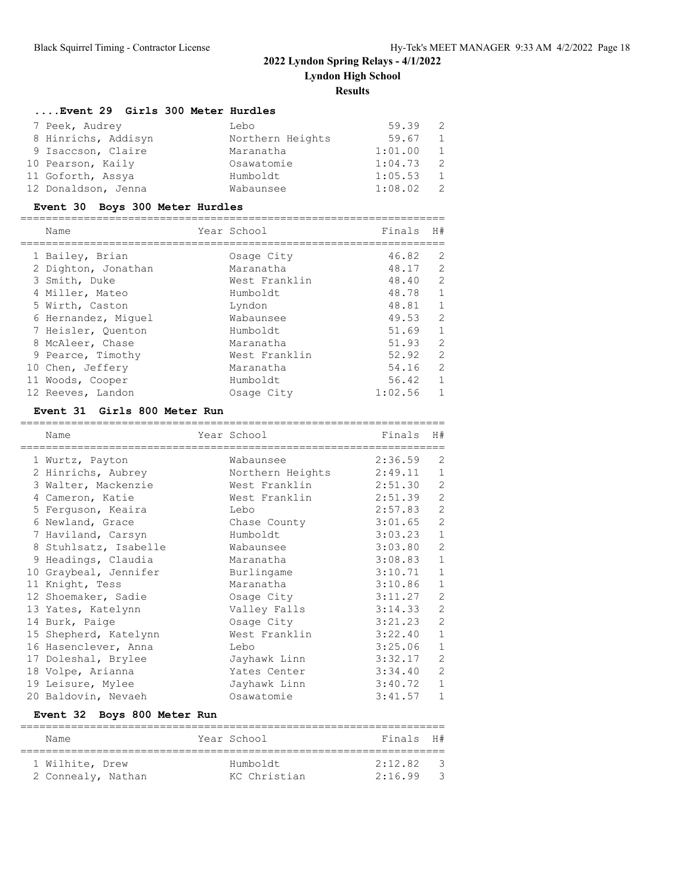## 2022 Lyndon Spring Relays - 4/1/2022

### Lyndon High School

### Results

#### ....Event 29 Girls 300 Meter Hurdles

| | Name | Year | School | Finals | H# |
|---|---|---|---|---|---|
| 7 | Peek, Audrey | | Lebo | 59.39 | 2 |
| 8 | Hinrichs, Addisyn | | Northern Heights | 59.67 | 1 |
| 9 | Isaccson, Claire | | Maranatha | 1:01.00 | 1 |
| 10 | Pearson, Kaily | | Osawatomie | 1:04.73 | 2 |
| 11 | Goforth, Assya | | Humboldt | 1:05.53 | 1 |
| 12 | Donaldson, Jenna | | Wabaunsee | 1:08.02 | 2 |

#### Event 30 Boys 300 Meter Hurdles

| | Name | Year | School | Finals | H# |
|---|---|---|---|---|---|
| 1 | Bailey, Brian | | Osage City | 46.82 | 2 |
| 2 | Dighton, Jonathan | | Maranatha | 48.17 | 2 |
| 3 | Smith, Duke | | West Franklin | 48.40 | 2 |
| 4 | Miller, Mateo | | Humboldt | 48.78 | 1 |
| 5 | Wirth, Caston | | Lyndon | 48.81 | 1 |
| 6 | Hernandez, Miguel | | Wabaunsee | 49.53 | 2 |
| 7 | Heisler, Quenton | | Humboldt | 51.69 | 1 |
| 8 | McAleer, Chase | | Maranatha | 51.93 | 2 |
| 9 | Pearce, Timothy | | West Franklin | 52.92 | 2 |
| 10 | Chen, Jeffery | | Maranatha | 54.16 | 2 |
| 11 | Woods, Cooper | | Humboldt | 56.42 | 1 |
| 12 | Reeves, Landon | | Osage City | 1:02.56 | 1 |

#### Event 31 Girls 800 Meter Run

| | Name | Year | School | Finals | H# |
|---|---|---|---|---|---|
| 1 | Wurtz, Payton | | Wabaunsee | 2:36.59 | 2 |
| 2 | Hinrichs, Aubrey | | Northern Heights | 2:49.11 | 1 |
| 3 | Walter, Mackenzie | | West Franklin | 2:51.30 | 2 |
| 4 | Cameron, Katie | | West Franklin | 2:51.39 | 2 |
| 5 | Ferguson, Keaira | | Lebo | 2:57.83 | 2 |
| 6 | Newland, Grace | | Chase County | 3:01.65 | 2 |
| 7 | Haviland, Carsyn | | Humboldt | 3:03.23 | 1 |
| 8 | Stuhlsatz, Isabelle | | Wabaunsee | 3:03.80 | 2 |
| 9 | Headings, Claudia | | Maranatha | 3:08.83 | 1 |
| 10 | Graybeal, Jennifer | | Burlingame | 3:10.71 | 1 |
| 11 | Knight, Tess | | Maranatha | 3:10.86 | 1 |
| 12 | Shoemaker, Sadie | | Osage City | 3:11.27 | 2 |
| 13 | Yates, Katelynn | | Valley Falls | 3:14.33 | 2 |
| 14 | Burk, Paige | | Osage City | 3:21.23 | 2 |
| 15 | Shepherd, Katelynn | | West Franklin | 3:22.40 | 1 |
| 16 | Hasenclever, Anna | | Lebo | 3:25.06 | 1 |
| 17 | Doleshal, Brylee | | Jayhawk Linn | 3:32.17 | 2 |
| 18 | Volpe, Arianna | | Yates Center | 3:34.40 | 2 |
| 19 | Leisure, Mylee | | Jayhawk Linn | 3:40.72 | 1 |
| 20 | Baldovin, Nevaeh | | Osawatomie | 3:41.57 | 1 |

#### Event 32 Boys 800 Meter Run

| | Name | Year | School | Finals | H# |
|---|---|---|---|---|---|
| 1 | Wilhite, Drew | | Humboldt | 2:12.82 | 3 |
| 2 | Connealy, Nathan | | KC Christian | 2:16.99 | 3 |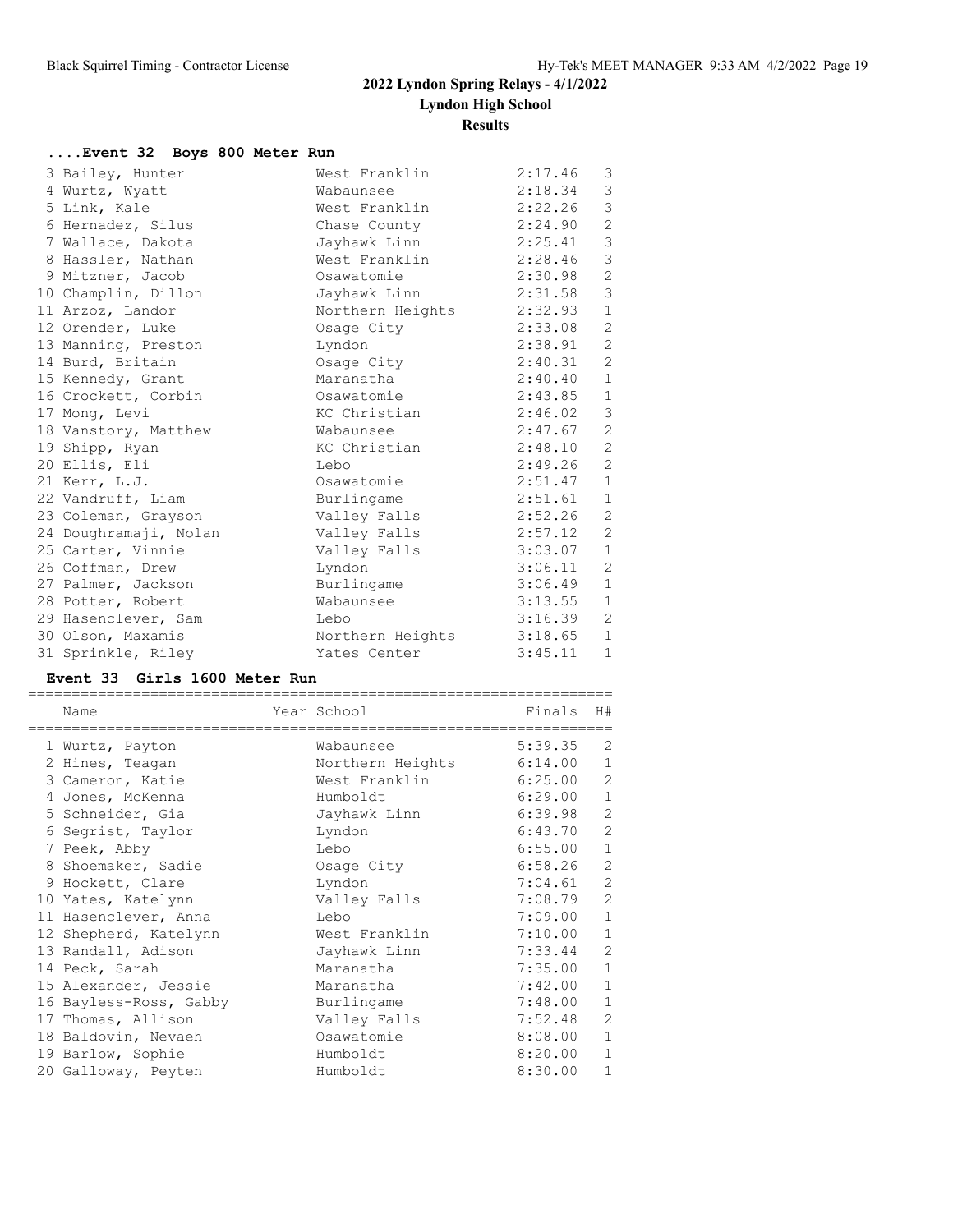# 2022 Lyndon Spring Relays - 4/1/2022

**Lyndon High School**

**Results**

### ....Event 32 Boys 800 Meter Run

| | Name | School | Finals | H# |
|---|---|---|---|---|
| 3 | Bailey, Hunter | West Franklin | 2:17.46 | 3 |
| 4 | Wurtz, Wyatt | Wabaunsee | 2:18.34 | 3 |
| 5 | Link, Kale | West Franklin | 2:22.26 | 3 |
| 6 | Hernadez, Silus | Chase County | 2:24.90 | 2 |
| 7 | Wallace, Dakota | Jayhawk Linn | 2:25.41 | 3 |
| 8 | Hassler, Nathan | West Franklin | 2:28.46 | 3 |
| 9 | Mitzner, Jacob | Osawatomie | 2:30.98 | 2 |
| 10 | Champlin, Dillon | Jayhawk Linn | 2:31.58 | 3 |
| 11 | Arzoz, Landor | Northern Heights | 2:32.93 | 1 |
| 12 | Orender, Luke | Osage City | 2:33.08 | 2 |
| 13 | Manning, Preston | Lyndon | 2:38.91 | 2 |
| 14 | Burd, Britain | Osage City | 2:40.31 | 2 |
| 15 | Kennedy, Grant | Maranatha | 2:40.40 | 1 |
| 16 | Crockett, Corbin | Osawatomie | 2:43.85 | 1 |
| 17 | Mong, Levi | KC Christian | 2:46.02 | 3 |
| 18 | Vanstory, Matthew | Wabaunsee | 2:47.67 | 2 |
| 19 | Shipp, Ryan | KC Christian | 2:48.10 | 2 |
| 20 | Ellis, Eli | Lebo | 2:49.26 | 2 |
| 21 | Kerr, L.J. | Osawatomie | 2:51.47 | 1 |
| 22 | Vandruff, Liam | Burlingame | 2:51.61 | 1 |
| 23 | Coleman, Grayson | Valley Falls | 2:52.26 | 2 |
| 24 | Doughramaji, Nolan | Valley Falls | 2:57.12 | 2 |
| 25 | Carter, Vinnie | Valley Falls | 3:03.07 | 1 |
| 26 | Coffman, Drew | Lyndon | 3:06.11 | 2 |
| 27 | Palmer, Jackson | Burlingame | 3:06.49 | 1 |
| 28 | Potter, Robert | Wabaunsee | 3:13.55 | 1 |
| 29 | Hasenclever, Sam | Lebo | 3:16.39 | 2 |
| 30 | Olson, Maxamis | Northern Heights | 3:18.65 | 1 |
| 31 | Sprinkle, Riley | Yates Center | 3:45.11 | 1 |

### Event 33 Girls 1600 Meter Run

| | Name | Year School | Finals | H# |
|---|---|---|---|---|
| 1 | Wurtz, Payton | Wabaunsee | 5:39.35 | 2 |
| 2 | Hines, Teagan | Northern Heights | 6:14.00 | 1 |
| 3 | Cameron, Katie | West Franklin | 6:25.00 | 2 |
| 4 | Jones, McKenna | Humboldt | 6:29.00 | 1 |
| 5 | Schneider, Gia | Jayhawk Linn | 6:39.98 | 2 |
| 6 | Segrist, Taylor | Lyndon | 6:43.70 | 2 |
| 7 | Peek, Abby | Lebo | 6:55.00 | 1 |
| 8 | Shoemaker, Sadie | Osage City | 6:58.26 | 2 |
| 9 | Hockett, Clare | Lyndon | 7:04.61 | 2 |
| 10 | Yates, Katelynn | Valley Falls | 7:08.79 | 2 |
| 11 | Hasenclever, Anna | Lebo | 7:09.00 | 1 |
| 12 | Shepherd, Katelynn | West Franklin | 7:10.00 | 1 |
| 13 | Randall, Adison | Jayhawk Linn | 7:33.44 | 2 |
| 14 | Peck, Sarah | Maranatha | 7:35.00 | 1 |
| 15 | Alexander, Jessie | Maranatha | 7:42.00 | 1 |
| 16 | Bayless-Ross, Gabby | Burlingame | 7:48.00 | 1 |
| 17 | Thomas, Allison | Valley Falls | 7:52.48 | 2 |
| 18 | Baldovin, Nevaeh | Osawatomie | 8:08.00 | 1 |
| 19 | Barlow, Sophie | Humboldt | 8:20.00 | 1 |
| 20 | Galloway, Peyten | Humboldt | 8:30.00 | 1 |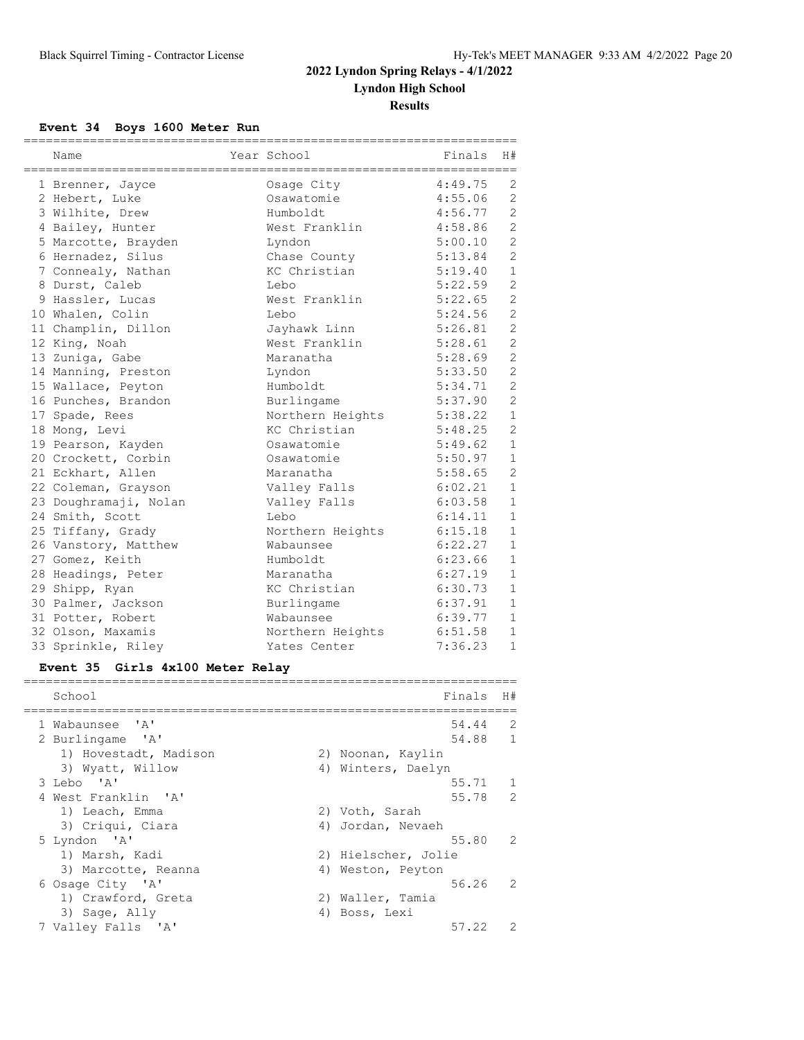## 2022 Lyndon Spring Relays - 4/1/2022
## Lyndon High School
## Results

### Event 34 Boys 1600 Meter Run

| | Name | Year | School | Finals | H# |
|---|---|---|---|---|---|
| 1 | Brenner, Jayce | | Osage City | 4:49.75 | 2 |
| 2 | Hebert, Luke | | Osawatomie | 4:55.06 | 2 |
| 3 | Wilhite, Drew | | Humboldt | 4:56.77 | 2 |
| 4 | Bailey, Hunter | | West Franklin | 4:58.86 | 2 |
| 5 | Marcotte, Brayden | | Lyndon | 5:00.10 | 2 |
| 6 | Hernadez, Silus | | Chase County | 5:13.84 | 2 |
| 7 | Connealy, Nathan | | KC Christian | 5:19.40 | 1 |
| 8 | Durst, Caleb | | Lebo | 5:22.59 | 2 |
| 9 | Hassler, Lucas | | West Franklin | 5:22.65 | 2 |
| 10 | Whalen, Colin | | Lebo | 5:24.56 | 2 |
| 11 | Champlin, Dillon | | Jayhawk Linn | 5:26.81 | 2 |
| 12 | King, Noah | | West Franklin | 5:28.61 | 2 |
| 13 | Zuniga, Gabe | | Maranatha | 5:28.69 | 2 |
| 14 | Manning, Preston | | Lyndon | 5:33.50 | 2 |
| 15 | Wallace, Peyton | | Humboldt | 5:34.71 | 2 |
| 16 | Punches, Brandon | | Burlingame | 5:37.90 | 2 |
| 17 | Spade, Rees | | Northern Heights | 5:38.22 | 1 |
| 18 | Mong, Levi | | KC Christian | 5:48.25 | 2 |
| 19 | Pearson, Kayden | | Osawatomie | 5:49.62 | 1 |
| 20 | Crockett, Corbin | | Osawatomie | 5:50.97 | 1 |
| 21 | Eckhart, Allen | | Maranatha | 5:58.65 | 2 |
| 22 | Coleman, Grayson | | Valley Falls | 6:02.21 | 1 |
| 23 | Doughramaji, Nolan | | Valley Falls | 6:03.58 | 1 |
| 24 | Smith, Scott | | Lebo | 6:14.11 | 1 |
| 25 | Tiffany, Grady | | Northern Heights | 6:15.18 | 1 |
| 26 | Vanstory, Matthew | | Wabaunsee | 6:22.27 | 1 |
| 27 | Gomez, Keith | | Humboldt | 6:23.66 | 1 |
| 28 | Headings, Peter | | Maranatha | 6:27.19 | 1 |
| 29 | Shipp, Ryan | | KC Christian | 6:30.73 | 1 |
| 30 | Palmer, Jackson | | Burlingame | 6:37.91 | 1 |
| 31 | Potter, Robert | | Wabaunsee | 6:39.77 | 1 |
| 32 | Olson, Maxamis | | Northern Heights | 6:51.58 | 1 |
| 33 | Sprinkle, Riley | | Yates Center | 7:36.23 | 1 |

### Event 35 Girls 4x100 Meter Relay

| | School | | Finals | H# |
|---|---|---|---|---|
| 1 | Wabaunsee 'A' | | 54.44 | 2 |
| 2 | Burlingame 'A' | | 54.88 | 1 |
| | 1) Hovestadt, Madison | 2) Noonan, Kaylin | | |
| | 3) Wyatt, Willow | 4) Winters, Daelyn | | |
| 3 | Lebo 'A' | | 55.71 | 1 |
| 4 | West Franklin 'A' | | 55.78 | 2 |
| | 1) Leach, Emma | 2) Voth, Sarah | | |
| | 3) Criqui, Ciara | 4) Jordan, Nevaeh | | |
| 5 | Lyndon 'A' | | 55.80 | 2 |
| | 1) Marsh, Kadi | 2) Hielscher, Jolie | | |
| | 3) Marcotte, Reanna | 4) Weston, Peyton | | |
| 6 | Osage City 'A' | | 56.26 | 2 |
| | 1) Crawford, Greta | 2) Waller, Tamia | | |
| | 3) Sage, Ally | 4) Boss, Lexi | | |
| 7 | Valley Falls 'A' | | 57.22 | 2 |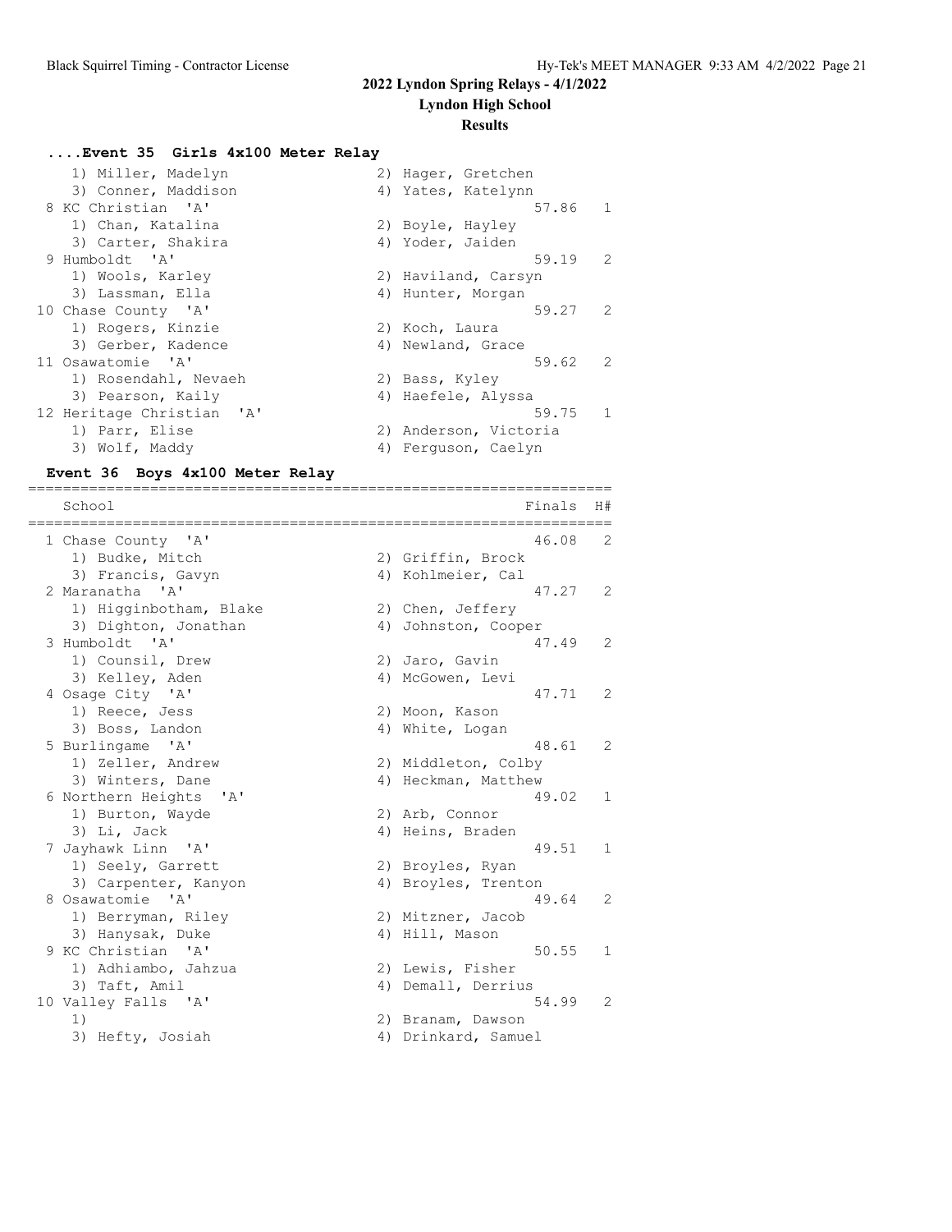## 2022 Lyndon Spring Relays - 4/1/2022

**Lyndon High School**

**Results**

### ....Event 35 Girls 4x100 Meter Relay

| | Finals | H# |
|---|---|---|
| 1) Miller, Madelyn    2) Hager, Gretchen | | |
| 3) Conner, Maddison    4) Yates, Katelynn | | |
| 8 KC Christian 'A' | 57.86 | 1 |
| 1) Chan, Katalina    2) Boyle, Hayley | | |
| 3) Carter, Shakira    4) Yoder, Jaiden | | |
| 9 Humboldt 'A' | 59.19 | 2 |
| 1) Wools, Karley    2) Haviland, Carsyn | | |
| 3) Lassman, Ella    4) Hunter, Morgan | | |
| 10 Chase County 'A' | 59.27 | 2 |
| 1) Rogers, Kinzie    2) Koch, Laura | | |
| 3) Gerber, Kadence    4) Newland, Grace | | |
| 11 Osawatomie 'A' | 59.62 | 2 |
| 1) Rosendahl, Nevaeh    2) Bass, Kyley | | |
| 3) Pearson, Kaily    4) Haefele, Alyssa | | |
| 12 Heritage Christian 'A' | 59.75 | 1 |
| 1) Parr, Elise    2) Anderson, Victoria | | |
| 3) Wolf, Maddy    4) Ferguson, Caelyn | | |

### Event 36 Boys 4x100 Meter Relay

| School | Finals | H# |
|---|---|---|
| 1 Chase County 'A' | 46.08 | 2 |
| 1) Budke, Mitch    2) Griffin, Brock | | |
| 3) Francis, Gavyn    4) Kohlmeier, Cal | | |
| 2 Maranatha 'A' | 47.27 | 2 |
| 1) Higginbotham, Blake    2) Chen, Jeffery | | |
| 3) Dighton, Jonathan    4) Johnston, Cooper | | |
| 3 Humboldt 'A' | 47.49 | 2 |
| 1) Counsil, Drew    2) Jaro, Gavin | | |
| 3) Kelley, Aden    4) McGowen, Levi | | |
| 4 Osage City 'A' | 47.71 | 2 |
| 1) Reece, Jess    2) Moon, Kason | | |
| 3) Boss, Landon    4) White, Logan | | |
| 5 Burlingame 'A' | 48.61 | 2 |
| 1) Zeller, Andrew    2) Middleton, Colby | | |
| 3) Winters, Dane    4) Heckman, Matthew | | |
| 6 Northern Heights 'A' | 49.02 | 1 |
| 1) Burton, Wayde    2) Arb, Connor | | |
| 3) Li, Jack    4) Heins, Braden | | |
| 7 Jayhawk Linn 'A' | 49.51 | 1 |
| 1) Seely, Garrett    2) Broyles, Ryan | | |
| 3) Carpenter, Kanyon    4) Broyles, Trenton | | |
| 8 Osawatomie 'A' | 49.64 | 2 |
| 1) Berryman, Riley    2) Mitzner, Jacob | | |
| 3) Hanysak, Duke    4) Hill, Mason | | |
| 9 KC Christian 'A' | 50.55 | 1 |
| 1) Adhiambo, Jahzua    2) Lewis, Fisher | | |
| 3) Taft, Amil    4) Demall, Derrius | | |
| 10 Valley Falls 'A' | 54.99 | 2 |
| 1)    2) Branam, Dawson | | |
| 3) Hefty, Josiah    4) Drinkard, Samuel | | |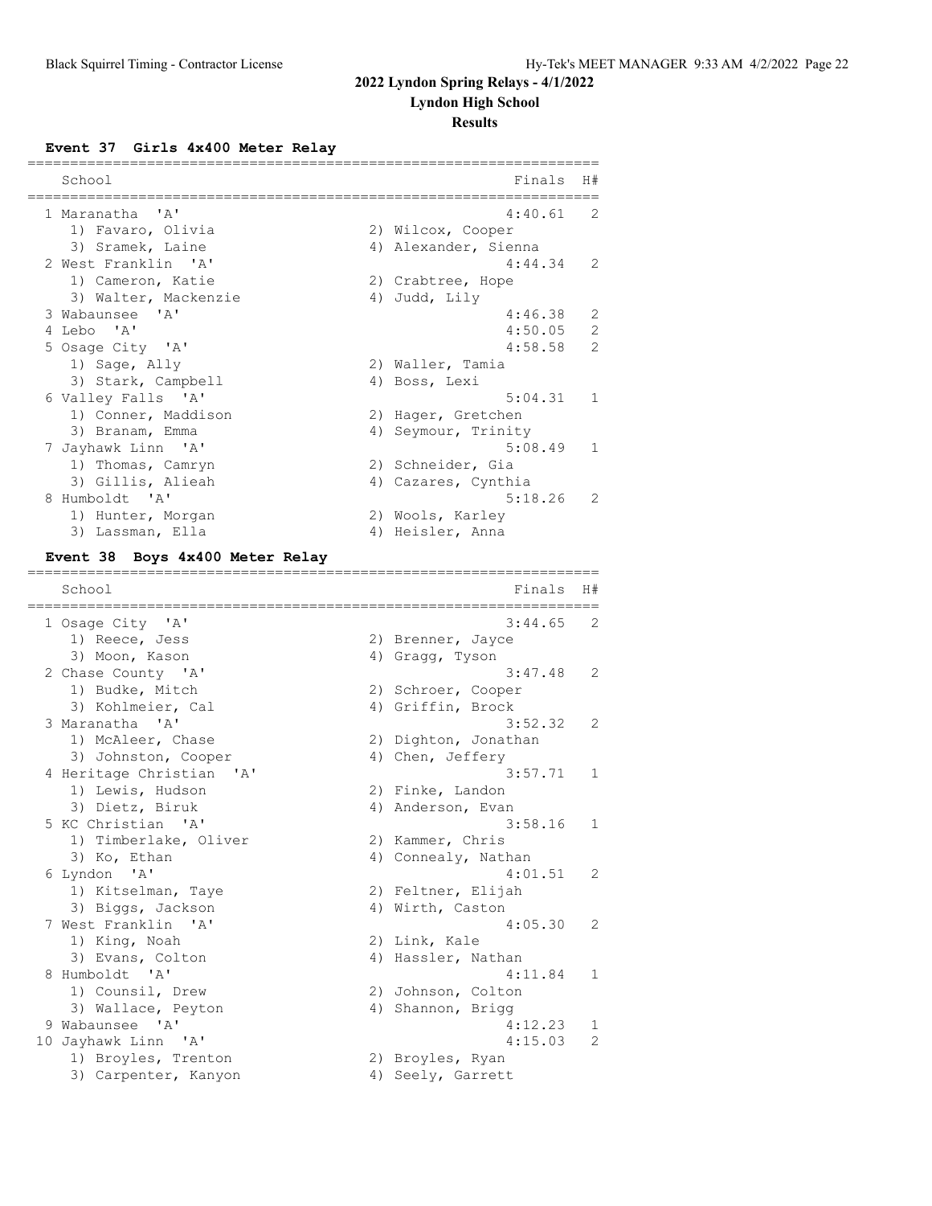## 2022 Lyndon Spring Relays - 4/1/2022

### Lyndon High School

### Results

#### Event 37 Girls 4x400 Meter Relay

| School | Finals | H# |
|---|---|---|
| 1 Maranatha 'A' | 4:40.61 | 2 |
| 1) Favaro, Olivia; 2) Wilcox, Cooper; 3) Sramek, Laine; 4) Alexander, Sienna | | |
| 2 West Franklin 'A' | 4:44.34 | 2 |
| 1) Cameron, Katie; 2) Crabtree, Hope; 3) Walter, Mackenzie; 4) Judd, Lily | | |
| 3 Wabaunsee 'A' | 4:46.38 | 2 |
| 4 Lebo 'A' | 4:50.05 | 2 |
| 5 Osage City 'A' | 4:58.58 | 2 |
| 1) Sage, Ally; 2) Waller, Tamia; 3) Stark, Campbell; 4) Boss, Lexi | | |
| 6 Valley Falls 'A' | 5:04.31 | 1 |
| 1) Conner, Maddison; 2) Hager, Gretchen; 3) Branam, Emma; 4) Seymour, Trinity | | |
| 7 Jayhawk Linn 'A' | 5:08.49 | 1 |
| 1) Thomas, Camryn; 2) Schneider, Gia; 3) Gillis, Alieah; 4) Cazares, Cynthia | | |
| 8 Humboldt 'A' | 5:18.26 | 2 |
| 1) Hunter, Morgan; 2) Wools, Karley; 3) Lassman, Ella; 4) Heisler, Anna | | |

#### Event 38 Boys 4x400 Meter Relay

| School | Finals | H# |
|---|---|---|
| 1 Osage City 'A' | 3:44.65 | 2 |
| 1) Reece, Jess; 2) Brenner, Jayce; 3) Moon, Kason; 4) Gragg, Tyson | | |
| 2 Chase County 'A' | 3:47.48 | 2 |
| 1) Budke, Mitch; 2) Schroer, Cooper; 3) Kohlmeier, Cal; 4) Griffin, Brock | | |
| 3 Maranatha 'A' | 3:52.32 | 2 |
| 1) McAleer, Chase; 2) Dighton, Jonathan; 3) Johnston, Cooper; 4) Chen, Jeffery | | |
| 4 Heritage Christian 'A' | 3:57.71 | 1 |
| 1) Lewis, Hudson; 2) Finke, Landon; 3) Dietz, Biruk; 4) Anderson, Evan | | |
| 5 KC Christian 'A' | 3:58.16 | 1 |
| 1) Timberlake, Oliver; 2) Kammer, Chris; 3) Ko, Ethan; 4) Connealy, Nathan | | |
| 6 Lyndon 'A' | 4:01.51 | 2 |
| 1) Kitselman, Taye; 2) Feltner, Elijah; 3) Biggs, Jackson; 4) Wirth, Caston | | |
| 7 West Franklin 'A' | 4:05.30 | 2 |
| 1) King, Noah; 2) Link, Kale; 3) Evans, Colton; 4) Hassler, Nathan | | |
| 8 Humboldt 'A' | 4:11.84 | 1 |
| 1) Counsil, Drew; 2) Johnson, Colton; 3) Wallace, Peyton; 4) Shannon, Brigg | | |
| 9 Wabaunsee 'A' | 4:12.23 | 1 |
| 10 Jayhawk Linn 'A' | 4:15.03 | 2 |
| 1) Broyles, Trenton; 2) Broyles, Ryan; 3) Carpenter, Kanyon; 4) Seely, Garrett | | |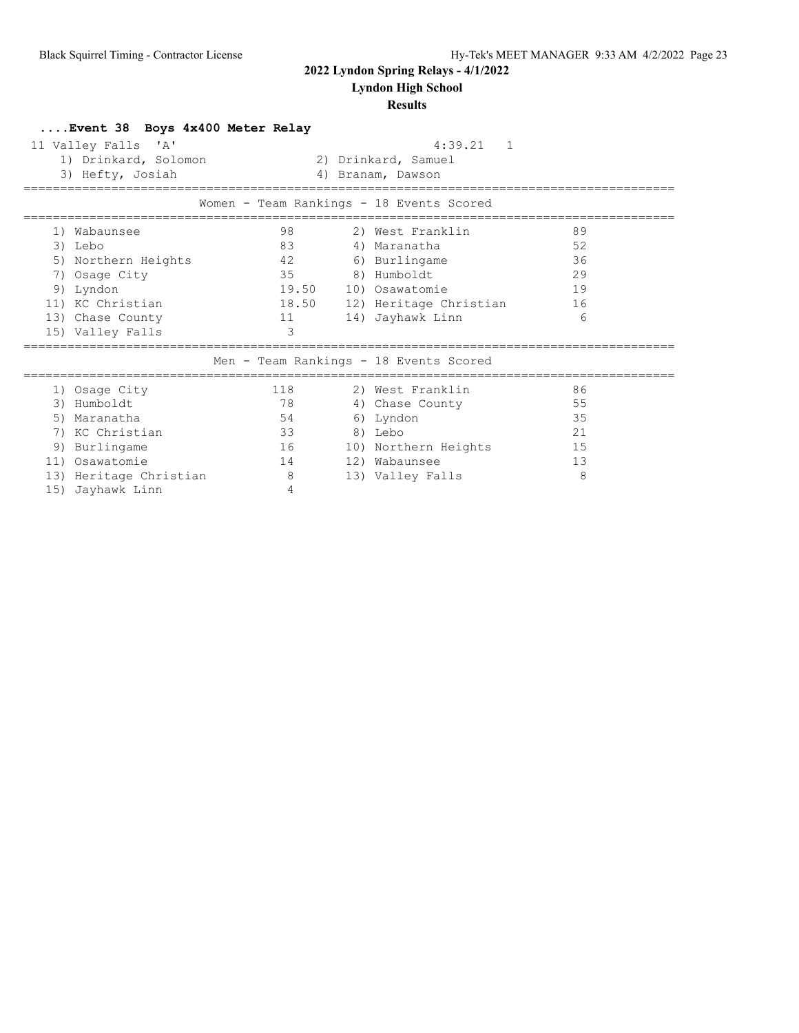# 2022 Lyndon Spring Relays - 4/1/2022

**Lyndon High School**

**Results**

### ....Event 38 Boys 4x400 Meter Relay

| | | |
|---|---|---|
| 11 Valley Falls 'A' | 4:39.21 | 1 |
| 1) Drinkard, Solomon | 2) Drinkard, Samuel | |
| 3) Hefty, Josiah | 4) Branam, Dawson | |

### Women - Team Rankings - 18 Events Scored

| | | | |
|---|---|---|---|
| 1) Wabaunsee | 98 | 2) West Franklin | 89 |
| 3) Lebo | 83 | 4) Maranatha | 52 |
| 5) Northern Heights | 42 | 6) Burlingame | 36 |
| 7) Osage City | 35 | 8) Humboldt | 29 |
| 9) Lyndon | 19.50 | 10) Osawatomie | 19 |
| 11) KC Christian | 18.50 | 12) Heritage Christian | 16 |
| 13) Chase County | 11 | 14) Jayhawk Linn | 6 |
| 15) Valley Falls | 3 | | |

### Men - Team Rankings - 18 Events Scored

| | | | |
|---|---|---|---|
| 1) Osage City | 118 | 2) West Franklin | 86 |
| 3) Humboldt | 78 | 4) Chase County | 55 |
| 5) Maranatha | 54 | 6) Lyndon | 35 |
| 7) KC Christian | 33 | 8) Lebo | 21 |
| 9) Burlingame | 16 | 10) Northern Heights | 15 |
| 11) Osawatomie | 14 | 12) Wabaunsee | 13 |
| 13) Heritage Christian | 8 | 13) Valley Falls | 8 |
| 15) Jayhawk Linn | 4 | | |